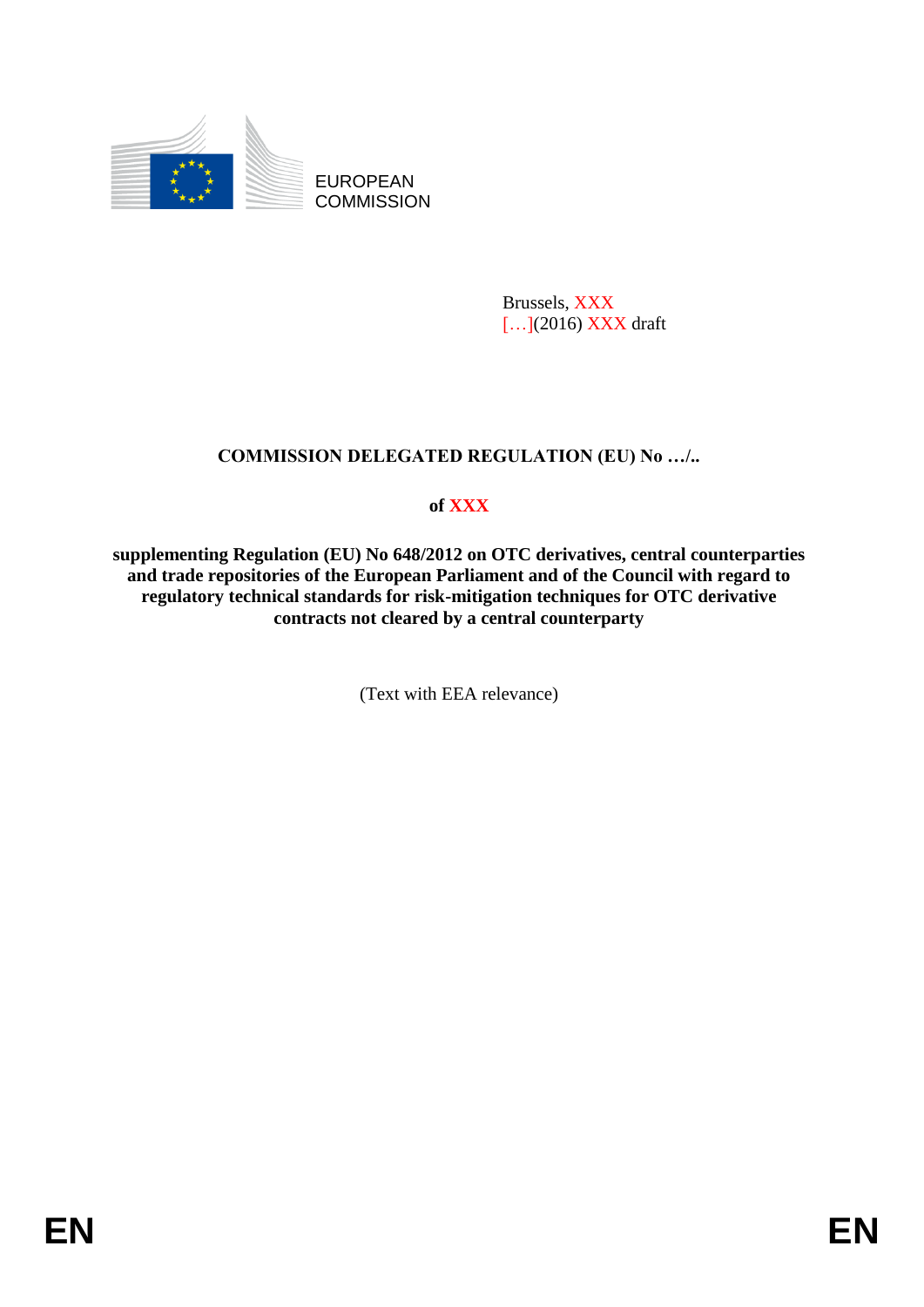EUROPEAN COMMISSION

Brussels, XXX
[…](2016) XXX draft

# COMMISSION DELEGATED REGULATION (EU) No …/..

**of XXX**

**supplementing Regulation (EU) No 648/2012 on OTC derivatives, central counterparties and trade repositories of the European Parliament and of the Council with regard to regulatory technical standards for risk-mitigation techniques for OTC derivative contracts not cleared by a central counterparty**

(Text with EEA relevance)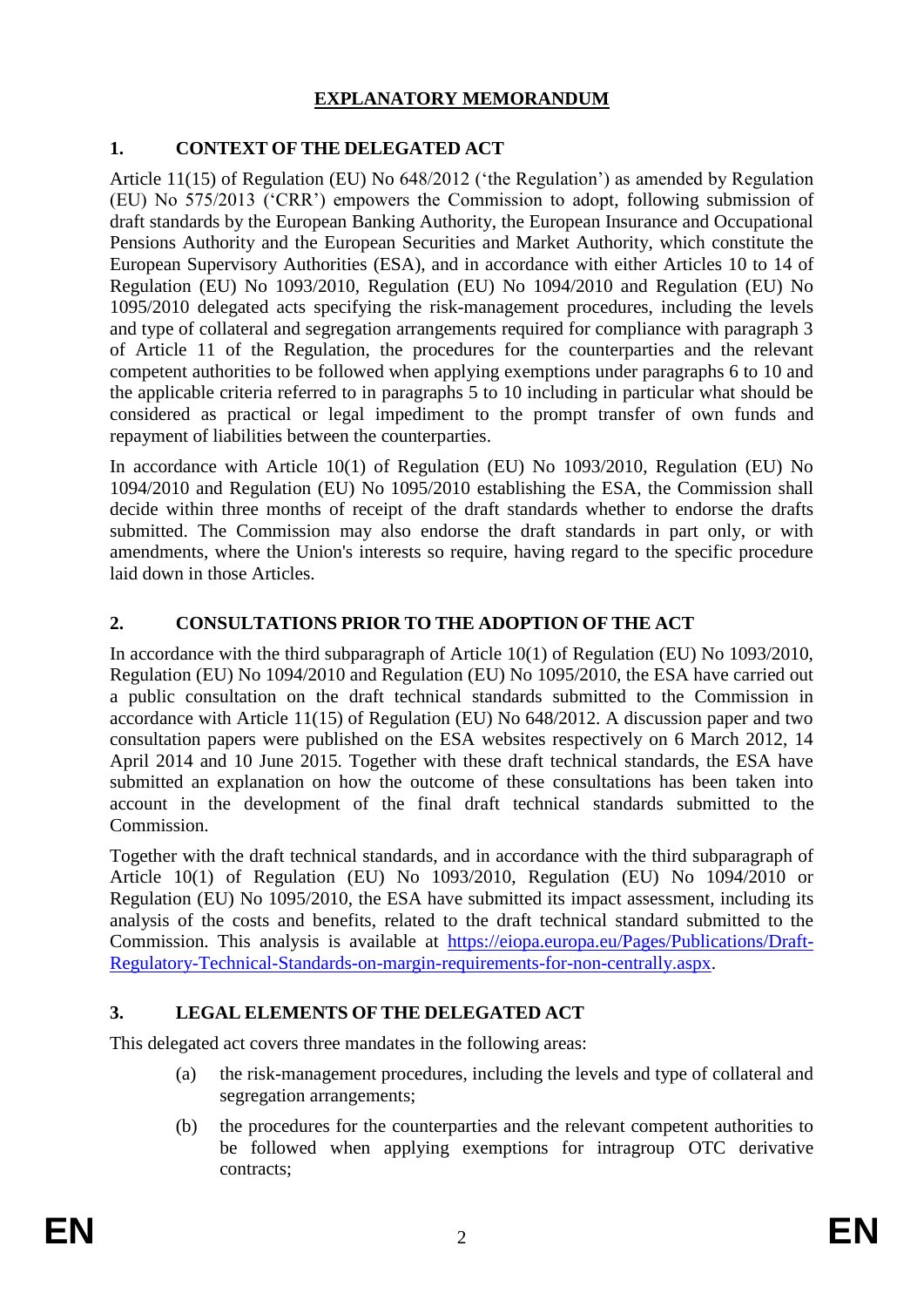# EXPLANATORY MEMORANDUM

## 1. CONTEXT OF THE DELEGATED ACT

Article 11(15) of Regulation (EU) No 648/2012 ('the Regulation') as amended by Regulation (EU) No 575/2013 ('CRR') empowers the Commission to adopt, following submission of draft standards by the European Banking Authority, the European Insurance and Occupational Pensions Authority and the European Securities and Market Authority, which constitute the European Supervisory Authorities (ESA), and in accordance with either Articles 10 to 14 of Regulation (EU) No 1093/2010, Regulation (EU) No 1094/2010 and Regulation (EU) No 1095/2010 delegated acts specifying the risk-management procedures, including the levels and type of collateral and segregation arrangements required for compliance with paragraph 3 of Article 11 of the Regulation, the procedures for the counterparties and the relevant competent authorities to be followed when applying exemptions under paragraphs 6 to 10 and the applicable criteria referred to in paragraphs 5 to 10 including in particular what should be considered as practical or legal impediment to the prompt transfer of own funds and repayment of liabilities between the counterparties.

In accordance with Article 10(1) of Regulation (EU) No 1093/2010, Regulation (EU) No 1094/2010 and Regulation (EU) No 1095/2010 establishing the ESA, the Commission shall decide within three months of receipt of the draft standards whether to endorse the drafts submitted. The Commission may also endorse the draft standards in part only, or with amendments, where the Union's interests so require, having regard to the specific procedure laid down in those Articles.

## 2. CONSULTATIONS PRIOR TO THE ADOPTION OF THE ACT

In accordance with the third subparagraph of Article 10(1) of Regulation (EU) No 1093/2010, Regulation (EU) No 1094/2010 and Regulation (EU) No 1095/2010, the ESA have carried out a public consultation on the draft technical standards submitted to the Commission in accordance with Article 11(15) of Regulation (EU) No 648/2012. A discussion paper and two consultation papers were published on the ESA websites respectively on 6 March 2012, 14 April 2014 and 10 June 2015. Together with these draft technical standards, the ESA have submitted an explanation on how the outcome of these consultations has been taken into account in the development of the final draft technical standards submitted to the Commission.

Together with the draft technical standards, and in accordance with the third subparagraph of Article 10(1) of Regulation (EU) No 1093/2010, Regulation (EU) No 1094/2010 or Regulation (EU) No 1095/2010, the ESA have submitted its impact assessment, including its analysis of the costs and benefits, related to the draft technical standard submitted to the Commission. This analysis is available at [https://eiopa.europa.eu/Pages/Publications/Draft-Regulatory-Technical-Standards-on-margin-requirements-for-non-centrally.aspx](https://eiopa.europa.eu/Pages/Publications/Draft-Regulatory-Technical-Standards-on-margin-requirements-for-non-centrally.aspx).

## 3. LEGAL ELEMENTS OF THE DELEGATED ACT

This delegated act covers three mandates in the following areas:

(a) the risk-management procedures, including the levels and type of collateral and segregation arrangements;

(b) the procedures for the counterparties and the relevant competent authorities to be followed when applying exemptions for intragroup OTC derivative contracts;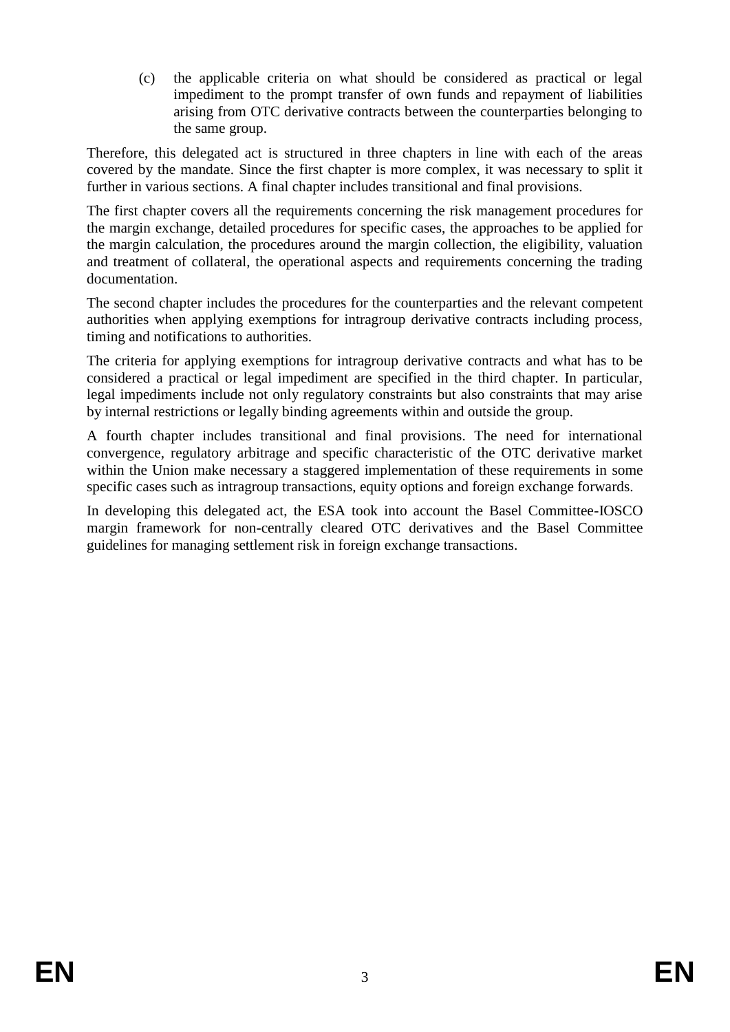(c) the applicable criteria on what should be considered as practical or legal impediment to the prompt transfer of own funds and repayment of liabilities arising from OTC derivative contracts between the counterparties belonging to the same group.

Therefore, this delegated act is structured in three chapters in line with each of the areas covered by the mandate. Since the first chapter is more complex, it was necessary to split it further in various sections. A final chapter includes transitional and final provisions.

The first chapter covers all the requirements concerning the risk management procedures for the margin exchange, detailed procedures for specific cases, the approaches to be applied for the margin calculation, the procedures around the margin collection, the eligibility, valuation and treatment of collateral, the operational aspects and requirements concerning the trading documentation.

The second chapter includes the procedures for the counterparties and the relevant competent authorities when applying exemptions for intragroup derivative contracts including process, timing and notifications to authorities.

The criteria for applying exemptions for intragroup derivative contracts and what has to be considered a practical or legal impediment are specified in the third chapter. In particular, legal impediments include not only regulatory constraints but also constraints that may arise by internal restrictions or legally binding agreements within and outside the group.

A fourth chapter includes transitional and final provisions. The need for international convergence, regulatory arbitrage and specific characteristic of the OTC derivative market within the Union make necessary a staggered implementation of these requirements in some specific cases such as intragroup transactions, equity options and foreign exchange forwards.

In developing this delegated act, the ESA took into account the Basel Committee-IOSCO margin framework for non-centrally cleared OTC derivatives and the Basel Committee guidelines for managing settlement risk in foreign exchange transactions.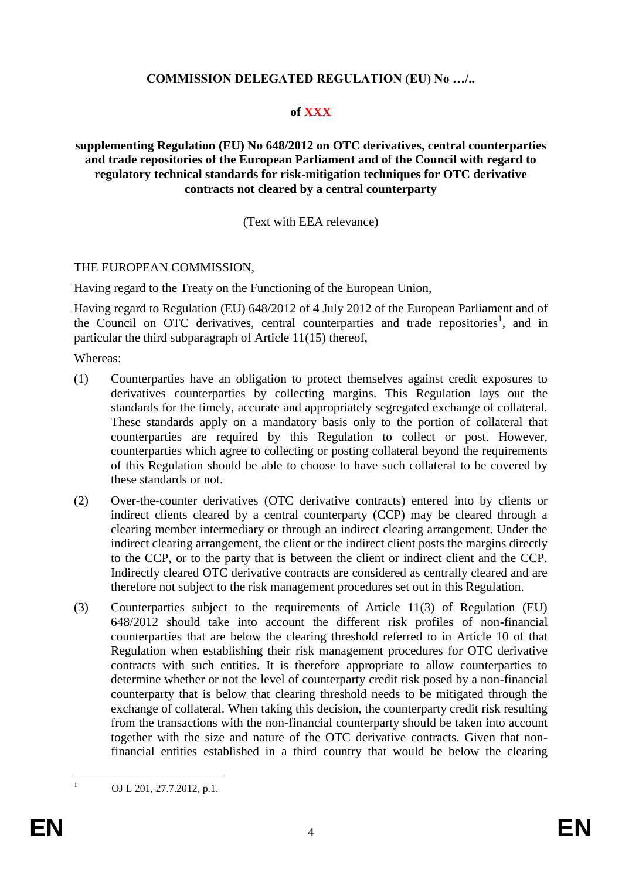**COMMISSION DELEGATED REGULATION (EU) No …/..**

**of XXX**

**supplementing Regulation (EU) No 648/2012 on OTC derivatives, central counterparties and trade repositories of the European Parliament and of the Council with regard to regulatory technical standards for risk-mitigation techniques for OTC derivative contracts not cleared by a central counterparty**

(Text with EEA relevance)

THE EUROPEAN COMMISSION,

Having regard to the Treaty on the Functioning of the European Union,

Having regard to Regulation (EU) 648/2012 of 4 July 2012 of the European Parliament and of the Council on OTC derivatives, central counterparties and trade repositories[1], and in particular the third subparagraph of Article 11(15) thereof,

Whereas:

(1) Counterparties have an obligation to protect themselves against credit exposures to derivatives counterparties by collecting margins. This Regulation lays out the standards for the timely, accurate and appropriately segregated exchange of collateral. These standards apply on a mandatory basis only to the portion of collateral that counterparties are required by this Regulation to collect or post. However, counterparties which agree to collecting or posting collateral beyond the requirements of this Regulation should be able to choose to have such collateral to be covered by these standards or not.

(2) Over-the-counter derivatives (OTC derivative contracts) entered into by clients or indirect clients cleared by a central counterparty (CCP) may be cleared through a clearing member intermediary or through an indirect clearing arrangement. Under the indirect clearing arrangement, the client or the indirect client posts the margins directly to the CCP, or to the party that is between the client or indirect client and the CCP. Indirectly cleared OTC derivative contracts are considered as centrally cleared and are therefore not subject to the risk management procedures set out in this Regulation.

(3) Counterparties subject to the requirements of Article 11(3) of Regulation (EU) 648/2012 should take into account the different risk profiles of non-financial counterparties that are below the clearing threshold referred to in Article 10 of that Regulation when establishing their risk management procedures for OTC derivative contracts with such entities. It is therefore appropriate to allow counterparties to determine whether or not the level of counterparty credit risk posed by a non-financial counterparty that is below that clearing threshold needs to be mitigated through the exchange of collateral. When taking this decision, the counterparty credit risk resulting from the transactions with the non-financial counterparty should be taken into account together with the size and nature of the OTC derivative contracts. Given that non-financial entities established in a third country that would be below the clearing

[1] OJ L 201, 27.7.2012, p.1.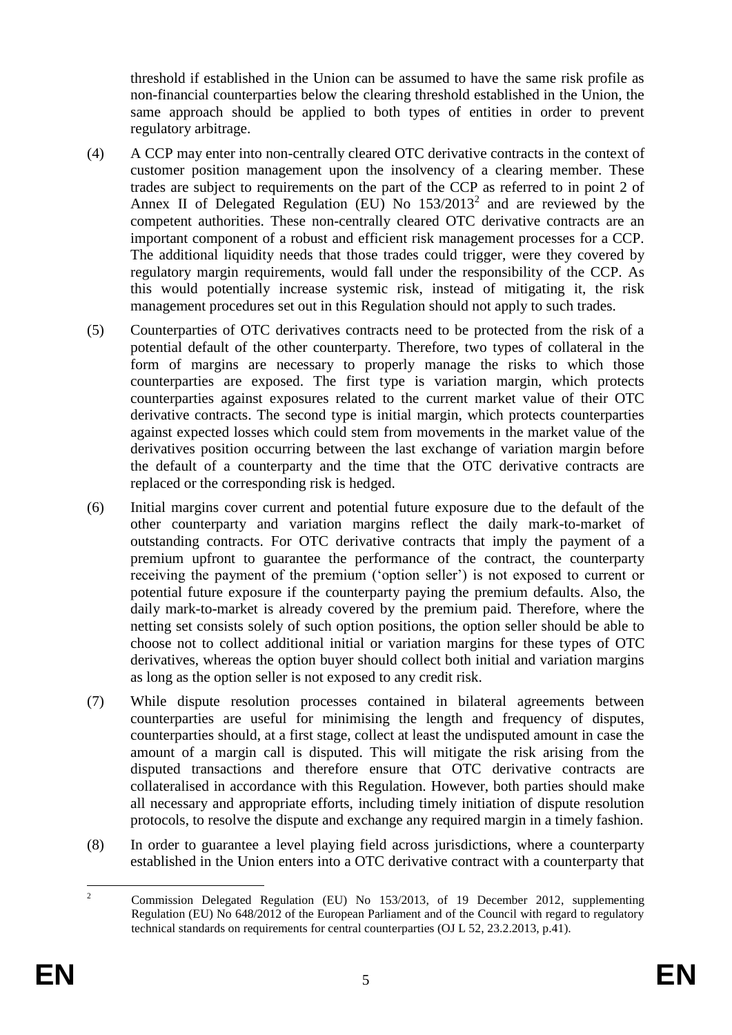threshold if established in the Union can be assumed to have the same risk profile as non-financial counterparties below the clearing threshold established in the Union, the same approach should be applied to both types of entities in order to prevent regulatory arbitrage.

(4) A CCP may enter into non-centrally cleared OTC derivative contracts in the context of customer position management upon the insolvency of a clearing member. These trades are subject to requirements on the part of the CCP as referred to in point 2 of Annex II of Delegated Regulation (EU) No 153/2013[2] and are reviewed by the competent authorities. These non-centrally cleared OTC derivative contracts are an important component of a robust and efficient risk management processes for a CCP. The additional liquidity needs that those trades could trigger, were they covered by regulatory margin requirements, would fall under the responsibility of the CCP. As this would potentially increase systemic risk, instead of mitigating it, the risk management procedures set out in this Regulation should not apply to such trades.

(5) Counterparties of OTC derivatives contracts need to be protected from the risk of a potential default of the other counterparty. Therefore, two types of collateral in the form of margins are necessary to properly manage the risks to which those counterparties are exposed. The first type is variation margin, which protects counterparties against exposures related to the current market value of their OTC derivative contracts. The second type is initial margin, which protects counterparties against expected losses which could stem from movements in the market value of the derivatives position occurring between the last exchange of variation margin before the default of a counterparty and the time that the OTC derivative contracts are replaced or the corresponding risk is hedged.

(6) Initial margins cover current and potential future exposure due to the default of the other counterparty and variation margins reflect the daily mark-to-market of outstanding contracts. For OTC derivative contracts that imply the payment of a premium upfront to guarantee the performance of the contract, the counterparty receiving the payment of the premium ('option seller') is not exposed to current or potential future exposure if the counterparty paying the premium defaults. Also, the daily mark-to-market is already covered by the premium paid. Therefore, where the netting set consists solely of such option positions, the option seller should be able to choose not to collect additional initial or variation margins for these types of OTC derivatives, whereas the option buyer should collect both initial and variation margins as long as the option seller is not exposed to any credit risk.

(7) While dispute resolution processes contained in bilateral agreements between counterparties are useful for minimising the length and frequency of disputes, counterparties should, at a first stage, collect at least the undisputed amount in case the amount of a margin call is disputed. This will mitigate the risk arising from the disputed transactions and therefore ensure that OTC derivative contracts are collateralised in accordance with this Regulation. However, both parties should make all necessary and appropriate efforts, including timely initiation of dispute resolution protocols, to resolve the dispute and exchange any required margin in a timely fashion.

(8) In order to guarantee a level playing field across jurisdictions, where a counterparty established in the Union enters into a OTC derivative contract with a counterparty that

[2] Commission Delegated Regulation (EU) No 153/2013, of 19 December 2012, supplementing Regulation (EU) No 648/2012 of the European Parliament and of the Council with regard to regulatory technical standards on requirements for central counterparties (OJ L 52, 23.2.2013, p.41).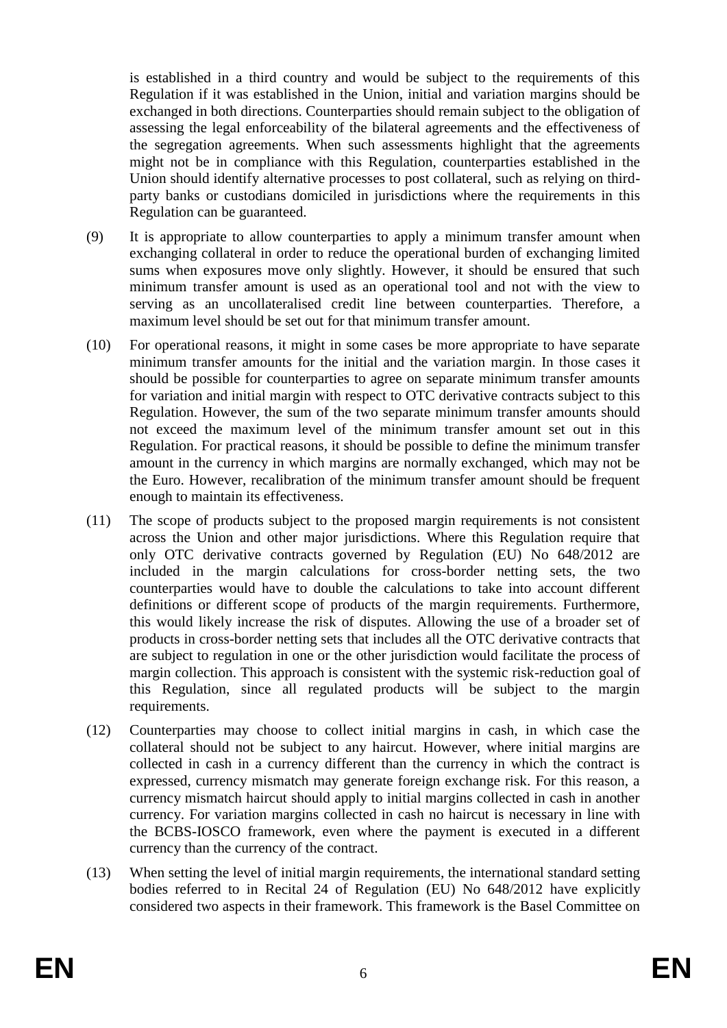is established in a third country and would be subject to the requirements of this Regulation if it was established in the Union, initial and variation margins should be exchanged in both directions. Counterparties should remain subject to the obligation of assessing the legal enforceability of the bilateral agreements and the effectiveness of the segregation agreements. When such assessments highlight that the agreements might not be in compliance with this Regulation, counterparties established in the Union should identify alternative processes to post collateral, such as relying on third-party banks or custodians domiciled in jurisdictions where the requirements in this Regulation can be guaranteed.

(9) It is appropriate to allow counterparties to apply a minimum transfer amount when exchanging collateral in order to reduce the operational burden of exchanging limited sums when exposures move only slightly. However, it should be ensured that such minimum transfer amount is used as an operational tool and not with the view to serving as an uncollateralised credit line between counterparties. Therefore, a maximum level should be set out for that minimum transfer amount.

(10) For operational reasons, it might in some cases be more appropriate to have separate minimum transfer amounts for the initial and the variation margin. In those cases it should be possible for counterparties to agree on separate minimum transfer amounts for variation and initial margin with respect to OTC derivative contracts subject to this Regulation. However, the sum of the two separate minimum transfer amounts should not exceed the maximum level of the minimum transfer amount set out in this Regulation. For practical reasons, it should be possible to define the minimum transfer amount in the currency in which margins are normally exchanged, which may not be the Euro. However, recalibration of the minimum transfer amount should be frequent enough to maintain its effectiveness.

(11) The scope of products subject to the proposed margin requirements is not consistent across the Union and other major jurisdictions. Where this Regulation require that only OTC derivative contracts governed by Regulation (EU) No 648/2012 are included in the margin calculations for cross-border netting sets, the two counterparties would have to double the calculations to take into account different definitions or different scope of products of the margin requirements. Furthermore, this would likely increase the risk of disputes. Allowing the use of a broader set of products in cross-border netting sets that includes all the OTC derivative contracts that are subject to regulation in one or the other jurisdiction would facilitate the process of margin collection. This approach is consistent with the systemic risk-reduction goal of this Regulation, since all regulated products will be subject to the margin requirements.

(12) Counterparties may choose to collect initial margins in cash, in which case the collateral should not be subject to any haircut. However, where initial margins are collected in cash in a currency different than the currency in which the contract is expressed, currency mismatch may generate foreign exchange risk. For this reason, a currency mismatch haircut should apply to initial margins collected in cash in another currency. For variation margins collected in cash no haircut is necessary in line with the BCBS-IOSCO framework, even where the payment is executed in a different currency than the currency of the contract.

(13) When setting the level of initial margin requirements, the international standard setting bodies referred to in Recital 24 of Regulation (EU) No 648/2012 have explicitly considered two aspects in their framework. This framework is the Basel Committee on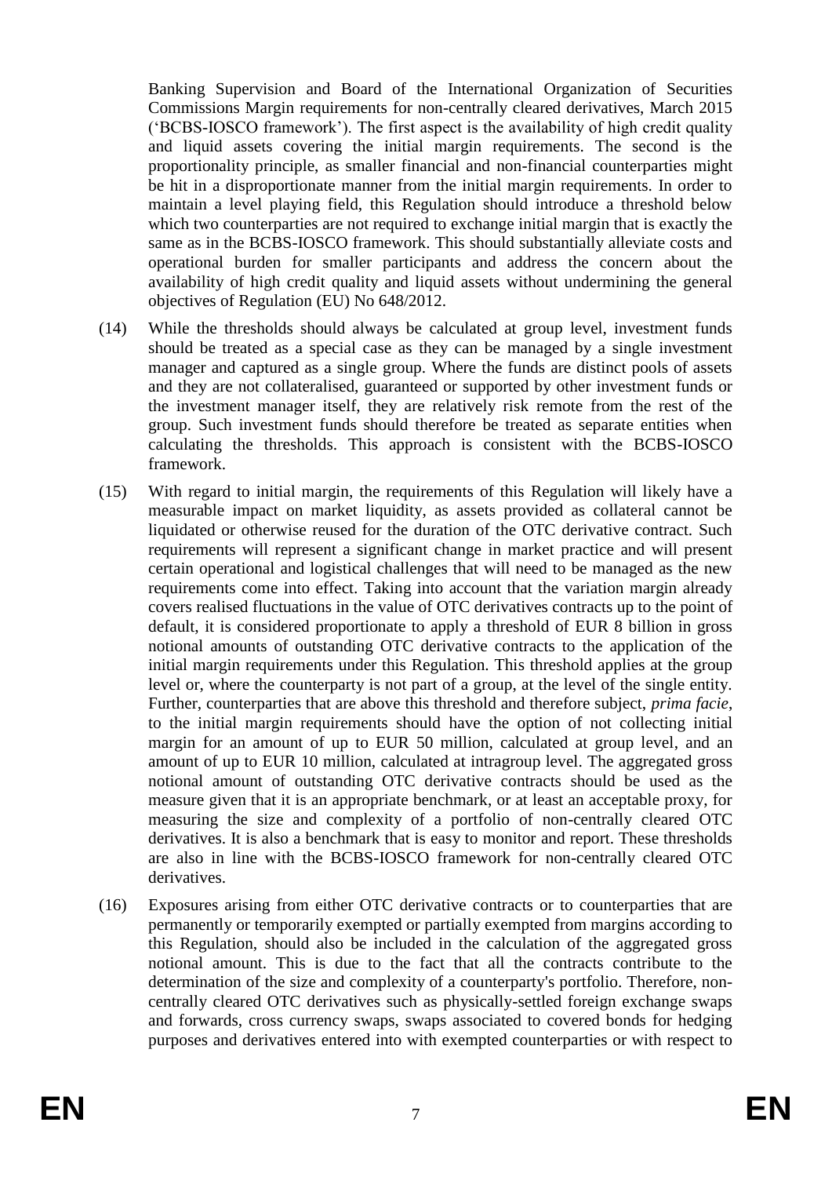Banking Supervision and Board of the International Organization of Securities Commissions Margin requirements for non-centrally cleared derivatives, March 2015 ('BCBS-IOSCO framework'). The first aspect is the availability of high credit quality and liquid assets covering the initial margin requirements. The second is the proportionality principle, as smaller financial and non-financial counterparties might be hit in a disproportionate manner from the initial margin requirements. In order to maintain a level playing field, this Regulation should introduce a threshold below which two counterparties are not required to exchange initial margin that is exactly the same as in the BCBS-IOSCO framework. This should substantially alleviate costs and operational burden for smaller participants and address the concern about the availability of high credit quality and liquid assets without undermining the general objectives of Regulation (EU) No 648/2012.

(14) While the thresholds should always be calculated at group level, investment funds should be treated as a special case as they can be managed by a single investment manager and captured as a single group. Where the funds are distinct pools of assets and they are not collateralised, guaranteed or supported by other investment funds or the investment manager itself, they are relatively risk remote from the rest of the group. Such investment funds should therefore be treated as separate entities when calculating the thresholds. This approach is consistent with the BCBS-IOSCO framework.

(15) With regard to initial margin, the requirements of this Regulation will likely have a measurable impact on market liquidity, as assets provided as collateral cannot be liquidated or otherwise reused for the duration of the OTC derivative contract. Such requirements will represent a significant change in market practice and will present certain operational and logistical challenges that will need to be managed as the new requirements come into effect. Taking into account that the variation margin already covers realised fluctuations in the value of OTC derivatives contracts up to the point of default, it is considered proportionate to apply a threshold of EUR 8 billion in gross notional amounts of outstanding OTC derivative contracts to the application of the initial margin requirements under this Regulation. This threshold applies at the group level or, where the counterparty is not part of a group, at the level of the single entity. Further, counterparties that are above this threshold and therefore subject, *prima facie*, to the initial margin requirements should have the option of not collecting initial margin for an amount of up to EUR 50 million, calculated at group level, and an amount of up to EUR 10 million, calculated at intragroup level. The aggregated gross notional amount of outstanding OTC derivative contracts should be used as the measure given that it is an appropriate benchmark, or at least an acceptable proxy, for measuring the size and complexity of a portfolio of non-centrally cleared OTC derivatives. It is also a benchmark that is easy to monitor and report. These thresholds are also in line with the BCBS-IOSCO framework for non-centrally cleared OTC derivatives.

(16) Exposures arising from either OTC derivative contracts or to counterparties that are permanently or temporarily exempted or partially exempted from margins according to this Regulation, should also be included in the calculation of the aggregated gross notional amount. This is due to the fact that all the contracts contribute to the determination of the size and complexity of a counterparty's portfolio. Therefore, non-centrally cleared OTC derivatives such as physically-settled foreign exchange swaps and forwards, cross currency swaps, swaps associated to covered bonds for hedging purposes and derivatives entered into with exempted counterparties or with respect to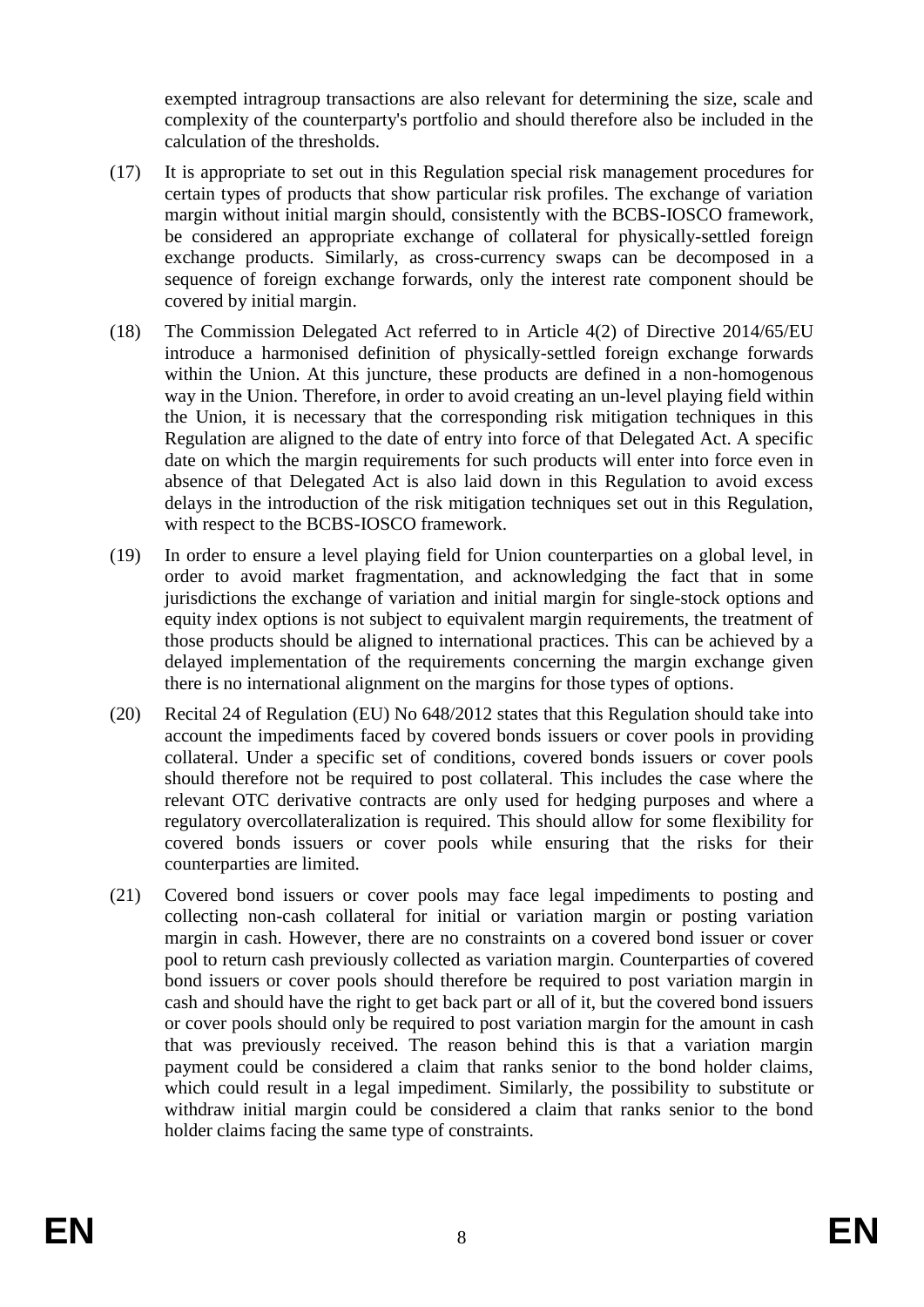exempted intragroup transactions are also relevant for determining the size, scale and complexity of the counterparty's portfolio and should therefore also be included in the calculation of the thresholds.

(17) It is appropriate to set out in this Regulation special risk management procedures for certain types of products that show particular risk profiles. The exchange of variation margin without initial margin should, consistently with the BCBS-IOSCO framework, be considered an appropriate exchange of collateral for physically-settled foreign exchange products. Similarly, as cross-currency swaps can be decomposed in a sequence of foreign exchange forwards, only the interest rate component should be covered by initial margin.

(18) The Commission Delegated Act referred to in Article 4(2) of Directive 2014/65/EU introduce a harmonised definition of physically-settled foreign exchange forwards within the Union. At this juncture, these products are defined in a non-homogenous way in the Union. Therefore, in order to avoid creating an un-level playing field within the Union, it is necessary that the corresponding risk mitigation techniques in this Regulation are aligned to the date of entry into force of that Delegated Act. A specific date on which the margin requirements for such products will enter into force even in absence of that Delegated Act is also laid down in this Regulation to avoid excess delays in the introduction of the risk mitigation techniques set out in this Regulation, with respect to the BCBS-IOSCO framework.

(19) In order to ensure a level playing field for Union counterparties on a global level, in order to avoid market fragmentation, and acknowledging the fact that in some jurisdictions the exchange of variation and initial margin for single-stock options and equity index options is not subject to equivalent margin requirements, the treatment of those products should be aligned to international practices. This can be achieved by a delayed implementation of the requirements concerning the margin exchange given there is no international alignment on the margins for those types of options.

(20) Recital 24 of Regulation (EU) No 648/2012 states that this Regulation should take into account the impediments faced by covered bonds issuers or cover pools in providing collateral. Under a specific set of conditions, covered bonds issuers or cover pools should therefore not be required to post collateral. This includes the case where the relevant OTC derivative contracts are only used for hedging purposes and where a regulatory overcollateralization is required. This should allow for some flexibility for covered bonds issuers or cover pools while ensuring that the risks for their counterparties are limited.

(21) Covered bond issuers or cover pools may face legal impediments to posting and collecting non-cash collateral for initial or variation margin or posting variation margin in cash. However, there are no constraints on a covered bond issuer or cover pool to return cash previously collected as variation margin. Counterparties of covered bond issuers or cover pools should therefore be required to post variation margin in cash and should have the right to get back part or all of it, but the covered bond issuers or cover pools should only be required to post variation margin for the amount in cash that was previously received. The reason behind this is that a variation margin payment could be considered a claim that ranks senior to the bond holder claims, which could result in a legal impediment. Similarly, the possibility to substitute or withdraw initial margin could be considered a claim that ranks senior to the bond holder claims facing the same type of constraints.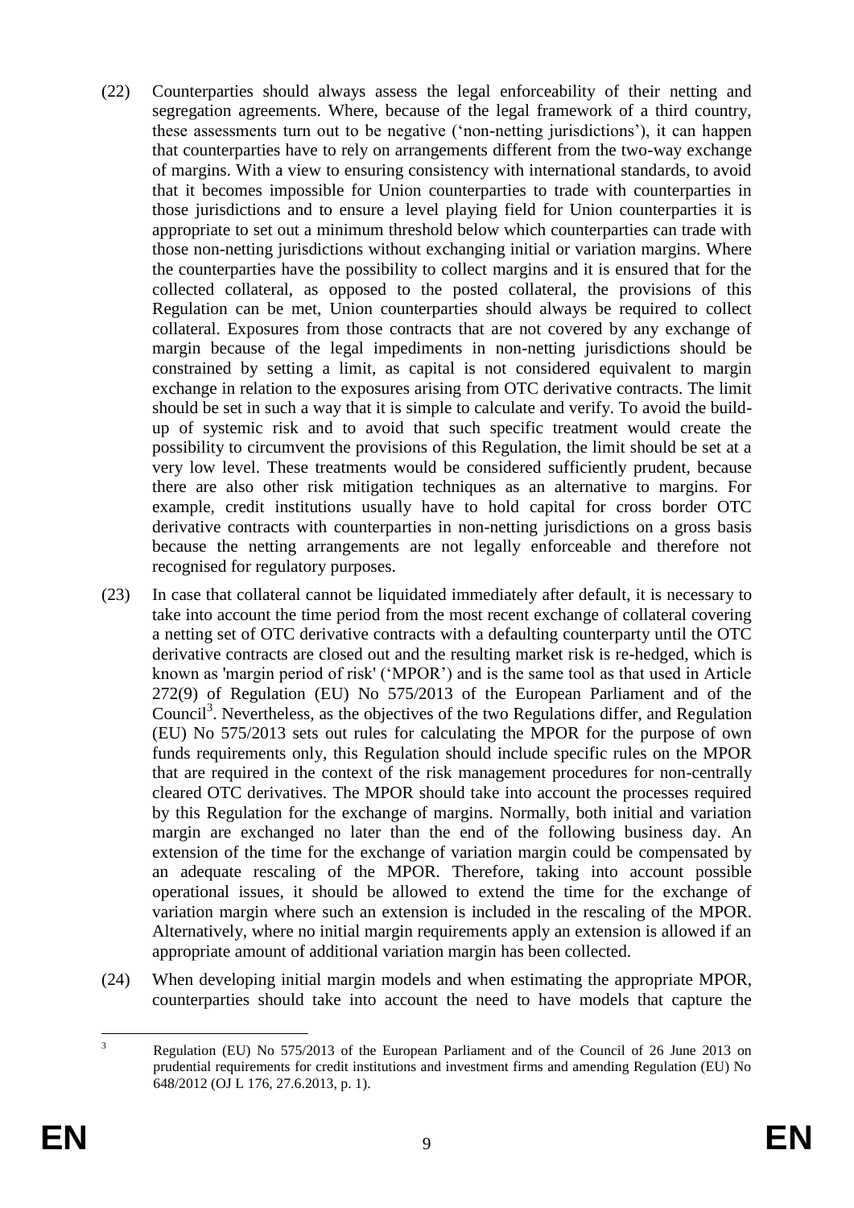(22) Counterparties should always assess the legal enforceability of their netting and segregation agreements. Where, because of the legal framework of a third country, these assessments turn out to be negative ('non-netting jurisdictions'), it can happen that counterparties have to rely on arrangements different from the two-way exchange of margins. With a view to ensuring consistency with international standards, to avoid that it becomes impossible for Union counterparties to trade with counterparties in those jurisdictions and to ensure a level playing field for Union counterparties it is appropriate to set out a minimum threshold below which counterparties can trade with those non-netting jurisdictions without exchanging initial or variation margins. Where the counterparties have the possibility to collect margins and it is ensured that for the collected collateral, as opposed to the posted collateral, the provisions of this Regulation can be met, Union counterparties should always be required to collect collateral. Exposures from those contracts that are not covered by any exchange of margin because of the legal impediments in non-netting jurisdictions should be constrained by setting a limit, as capital is not considered equivalent to margin exchange in relation to the exposures arising from OTC derivative contracts. The limit should be set in such a way that it is simple to calculate and verify. To avoid the build-up of systemic risk and to avoid that such specific treatment would create the possibility to circumvent the provisions of this Regulation, the limit should be set at a very low level. These treatments would be considered sufficiently prudent, because there are also other risk mitigation techniques as an alternative to margins. For example, credit institutions usually have to hold capital for cross border OTC derivative contracts with counterparties in non-netting jurisdictions on a gross basis because the netting arrangements are not legally enforceable and therefore not recognised for regulatory purposes.

(23) In case that collateral cannot be liquidated immediately after default, it is necessary to take into account the time period from the most recent exchange of collateral covering a netting set of OTC derivative contracts with a defaulting counterparty until the OTC derivative contracts are closed out and the resulting market risk is re-hedged, which is known as 'margin period of risk' ('MPOR') and is the same tool as that used in Article 272(9) of Regulation (EU) No 575/2013 of the European Parliament and of the Council[3]. Nevertheless, as the objectives of the two Regulations differ, and Regulation (EU) No 575/2013 sets out rules for calculating the MPOR for the purpose of own funds requirements only, this Regulation should include specific rules on the MPOR that are required in the context of the risk management procedures for non-centrally cleared OTC derivatives. The MPOR should take into account the processes required by this Regulation for the exchange of margins. Normally, both initial and variation margin are exchanged no later than the end of the following business day. An extension of the time for the exchange of variation margin could be compensated by an adequate rescaling of the MPOR. Therefore, taking into account possible operational issues, it should be allowed to extend the time for the exchange of variation margin where such an extension is included in the rescaling of the MPOR. Alternatively, where no initial margin requirements apply an extension is allowed if an appropriate amount of additional variation margin has been collected.

(24) When developing initial margin models and when estimating the appropriate MPOR, counterparties should take into account the need to have models that capture the

---

[3] Regulation (EU) No 575/2013 of the European Parliament and of the Council of 26 June 2013 on prudential requirements for credit institutions and investment firms and amending Regulation (EU) No 648/2012 (OJ L 176, 27.6.2013, p. 1).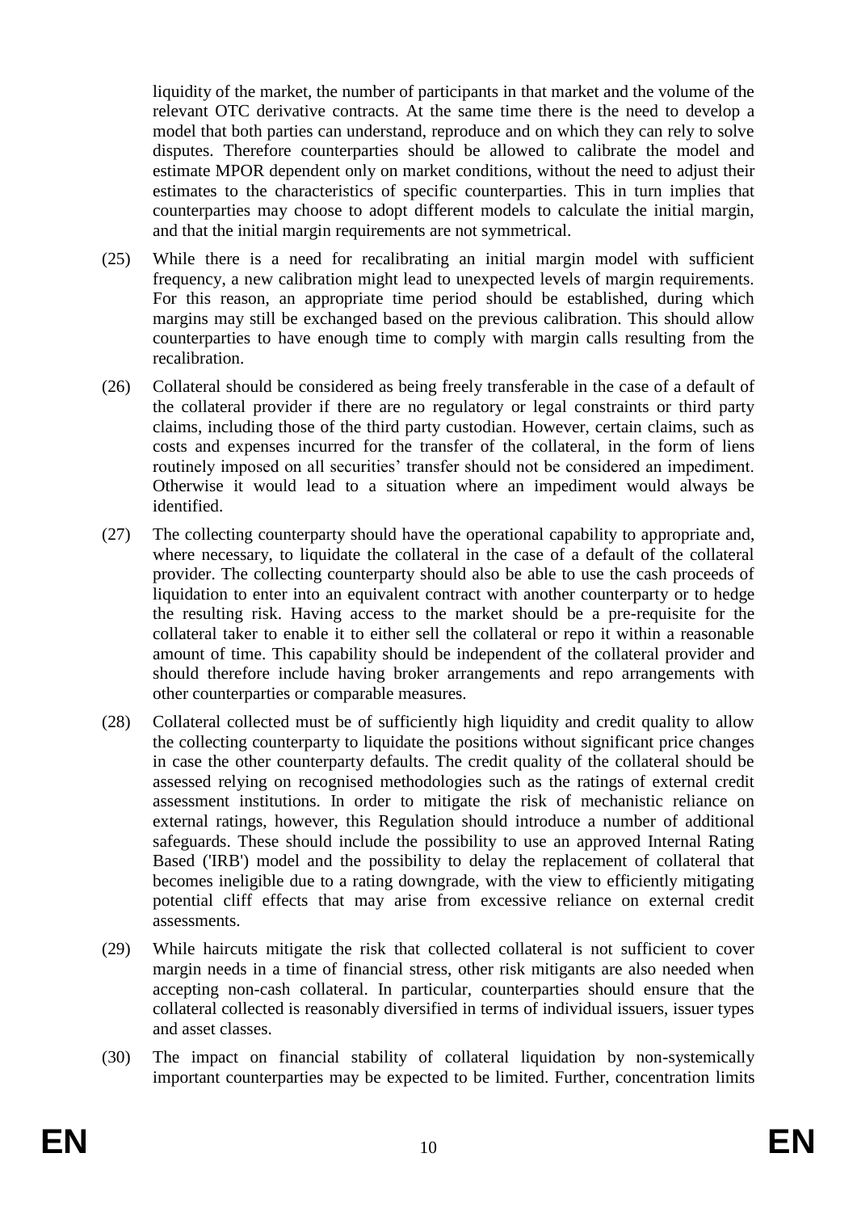liquidity of the market, the number of participants in that market and the volume of the relevant OTC derivative contracts. At the same time there is the need to develop a model that both parties can understand, reproduce and on which they can rely to solve disputes. Therefore counterparties should be allowed to calibrate the model and estimate MPOR dependent only on market conditions, without the need to adjust their estimates to the characteristics of specific counterparties. This in turn implies that counterparties may choose to adopt different models to calculate the initial margin, and that the initial margin requirements are not symmetrical.

(25) While there is a need for recalibrating an initial margin model with sufficient frequency, a new calibration might lead to unexpected levels of margin requirements. For this reason, an appropriate time period should be established, during which margins may still be exchanged based on the previous calibration. This should allow counterparties to have enough time to comply with margin calls resulting from the recalibration.

(26) Collateral should be considered as being freely transferable in the case of a default of the collateral provider if there are no regulatory or legal constraints or third party claims, including those of the third party custodian. However, certain claims, such as costs and expenses incurred for the transfer of the collateral, in the form of liens routinely imposed on all securities' transfer should not be considered an impediment. Otherwise it would lead to a situation where an impediment would always be identified.

(27) The collecting counterparty should have the operational capability to appropriate and, where necessary, to liquidate the collateral in the case of a default of the collateral provider. The collecting counterparty should also be able to use the cash proceeds of liquidation to enter into an equivalent contract with another counterparty or to hedge the resulting risk. Having access to the market should be a pre-requisite for the collateral taker to enable it to either sell the collateral or repo it within a reasonable amount of time. This capability should be independent of the collateral provider and should therefore include having broker arrangements and repo arrangements with other counterparties or comparable measures.

(28) Collateral collected must be of sufficiently high liquidity and credit quality to allow the collecting counterparty to liquidate the positions without significant price changes in case the other counterparty defaults. The credit quality of the collateral should be assessed relying on recognised methodologies such as the ratings of external credit assessment institutions. In order to mitigate the risk of mechanistic reliance on external ratings, however, this Regulation should introduce a number of additional safeguards. These should include the possibility to use an approved Internal Rating Based ('IRB') model and the possibility to delay the replacement of collateral that becomes ineligible due to a rating downgrade, with the view to efficiently mitigating potential cliff effects that may arise from excessive reliance on external credit assessments.

(29) While haircuts mitigate the risk that collected collateral is not sufficient to cover margin needs in a time of financial stress, other risk mitigants are also needed when accepting non-cash collateral. In particular, counterparties should ensure that the collateral collected is reasonably diversified in terms of individual issuers, issuer types and asset classes.

(30) The impact on financial stability of collateral liquidation by non-systemically important counterparties may be expected to be limited. Further, concentration limits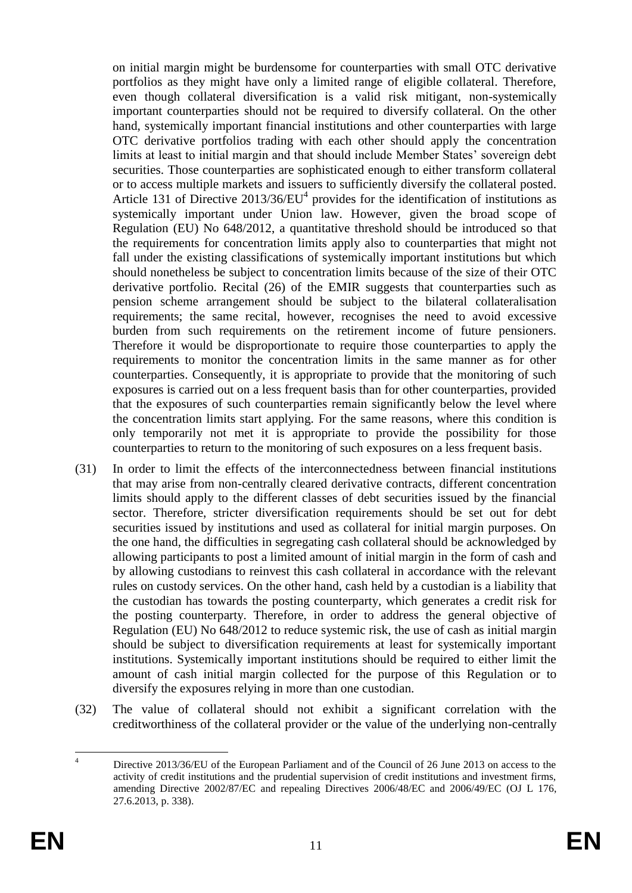on initial margin might be burdensome for counterparties with small OTC derivative portfolios as they might have only a limited range of eligible collateral. Therefore, even though collateral diversification is a valid risk mitigant, non-systemically important counterparties should not be required to diversify collateral. On the other hand, systemically important financial institutions and other counterparties with large OTC derivative portfolios trading with each other should apply the concentration limits at least to initial margin and that should include Member States' sovereign debt securities. Those counterparties are sophisticated enough to either transform collateral or to access multiple markets and issuers to sufficiently diversify the collateral posted. Article 131 of Directive 2013/36/EU[4] provides for the identification of institutions as systemically important under Union law. However, given the broad scope of Regulation (EU) No 648/2012, a quantitative threshold should be introduced so that the requirements for concentration limits apply also to counterparties that might not fall under the existing classifications of systemically important institutions but which should nonetheless be subject to concentration limits because of the size of their OTC derivative portfolio. Recital (26) of the EMIR suggests that counterparties such as pension scheme arrangement should be subject to the bilateral collateralisation requirements; the same recital, however, recognises the need to avoid excessive burden from such requirements on the retirement income of future pensioners. Therefore it would be disproportionate to require those counterparties to apply the requirements to monitor the concentration limits in the same manner as for other counterparties. Consequently, it is appropriate to provide that the monitoring of such exposures is carried out on a less frequent basis than for other counterparties, provided that the exposures of such counterparties remain significantly below the level where the concentration limits start applying. For the same reasons, where this condition is only temporarily not met it is appropriate to provide the possibility for those counterparties to return to the monitoring of such exposures on a less frequent basis.

(31) In order to limit the effects of the interconnectedness between financial institutions that may arise from non-centrally cleared derivative contracts, different concentration limits should apply to the different classes of debt securities issued by the financial sector. Therefore, stricter diversification requirements should be set out for debt securities issued by institutions and used as collateral for initial margin purposes. On the one hand, the difficulties in segregating cash collateral should be acknowledged by allowing participants to post a limited amount of initial margin in the form of cash and by allowing custodians to reinvest this cash collateral in accordance with the relevant rules on custody services. On the other hand, cash held by a custodian is a liability that the custodian has towards the posting counterparty, which generates a credit risk for the posting counterparty. Therefore, in order to address the general objective of Regulation (EU) No 648/2012 to reduce systemic risk, the use of cash as initial margin should be subject to diversification requirements at least for systemically important institutions. Systemically important institutions should be required to either limit the amount of cash initial margin collected for the purpose of this Regulation or to diversify the exposures relying in more than one custodian.

(32) The value of collateral should not exhibit a significant correlation with the creditworthiness of the collateral provider or the value of the underlying non-centrally

---

[4] Directive 2013/36/EU of the European Parliament and of the Council of 26 June 2013 on access to the activity of credit institutions and the prudential supervision of credit institutions and investment firms, amending Directive 2002/87/EC and repealing Directives 2006/48/EC and 2006/49/EC (OJ L 176, 27.6.2013, p. 338).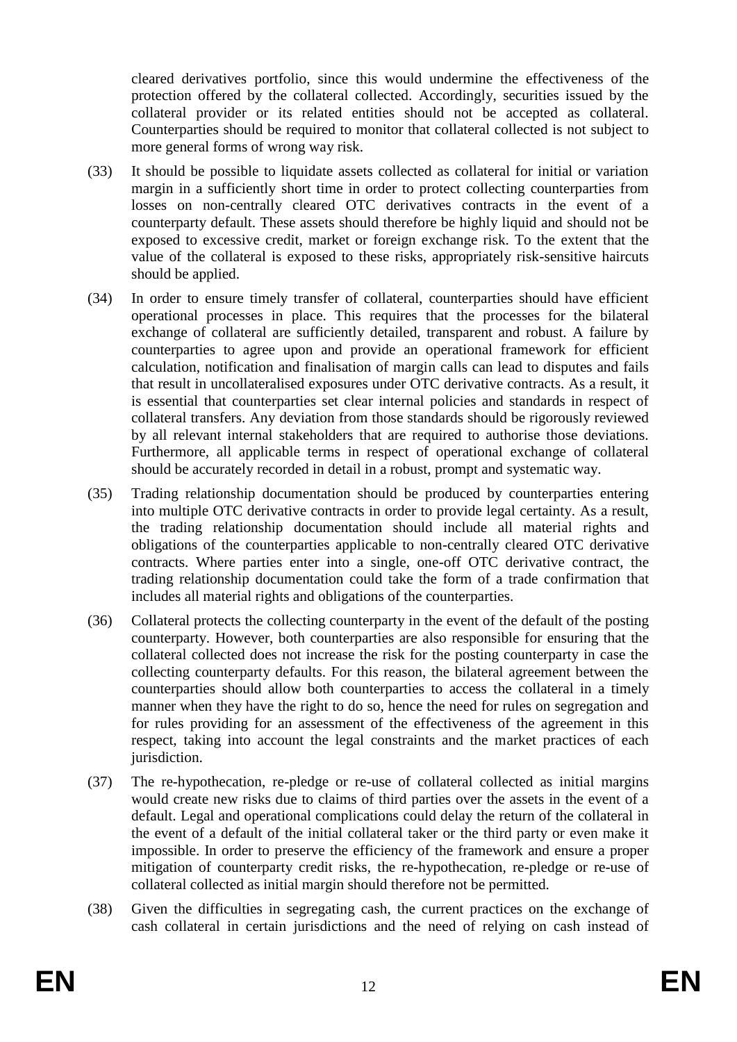cleared derivatives portfolio, since this would undermine the effectiveness of the protection offered by the collateral collected. Accordingly, securities issued by the collateral provider or its related entities should not be accepted as collateral. Counterparties should be required to monitor that collateral collected is not subject to more general forms of wrong way risk.

(33) It should be possible to liquidate assets collected as collateral for initial or variation margin in a sufficiently short time in order to protect collecting counterparties from losses on non-centrally cleared OTC derivatives contracts in the event of a counterparty default. These assets should therefore be highly liquid and should not be exposed to excessive credit, market or foreign exchange risk. To the extent that the value of the collateral is exposed to these risks, appropriately risk-sensitive haircuts should be applied.

(34) In order to ensure timely transfer of collateral, counterparties should have efficient operational processes in place. This requires that the processes for the bilateral exchange of collateral are sufficiently detailed, transparent and robust. A failure by counterparties to agree upon and provide an operational framework for efficient calculation, notification and finalisation of margin calls can lead to disputes and fails that result in uncollateralised exposures under OTC derivative contracts. As a result, it is essential that counterparties set clear internal policies and standards in respect of collateral transfers. Any deviation from those standards should be rigorously reviewed by all relevant internal stakeholders that are required to authorise those deviations. Furthermore, all applicable terms in respect of operational exchange of collateral should be accurately recorded in detail in a robust, prompt and systematic way.

(35) Trading relationship documentation should be produced by counterparties entering into multiple OTC derivative contracts in order to provide legal certainty. As a result, the trading relationship documentation should include all material rights and obligations of the counterparties applicable to non-centrally cleared OTC derivative contracts. Where parties enter into a single, one-off OTC derivative contract, the trading relationship documentation could take the form of a trade confirmation that includes all material rights and obligations of the counterparties.

(36) Collateral protects the collecting counterparty in the event of the default of the posting counterparty. However, both counterparties are also responsible for ensuring that the collateral collected does not increase the risk for the posting counterparty in case the collecting counterparty defaults. For this reason, the bilateral agreement between the counterparties should allow both counterparties to access the collateral in a timely manner when they have the right to do so, hence the need for rules on segregation and for rules providing for an assessment of the effectiveness of the agreement in this respect, taking into account the legal constraints and the market practices of each jurisdiction.

(37) The re-hypothecation, re-pledge or re-use of collateral collected as initial margins would create new risks due to claims of third parties over the assets in the event of a default. Legal and operational complications could delay the return of the collateral in the event of a default of the initial collateral taker or the third party or even make it impossible. In order to preserve the efficiency of the framework and ensure a proper mitigation of counterparty credit risks, the re-hypothecation, re-pledge or re-use of collateral collected as initial margin should therefore not be permitted.

(38) Given the difficulties in segregating cash, the current practices on the exchange of cash collateral in certain jurisdictions and the need of relying on cash instead of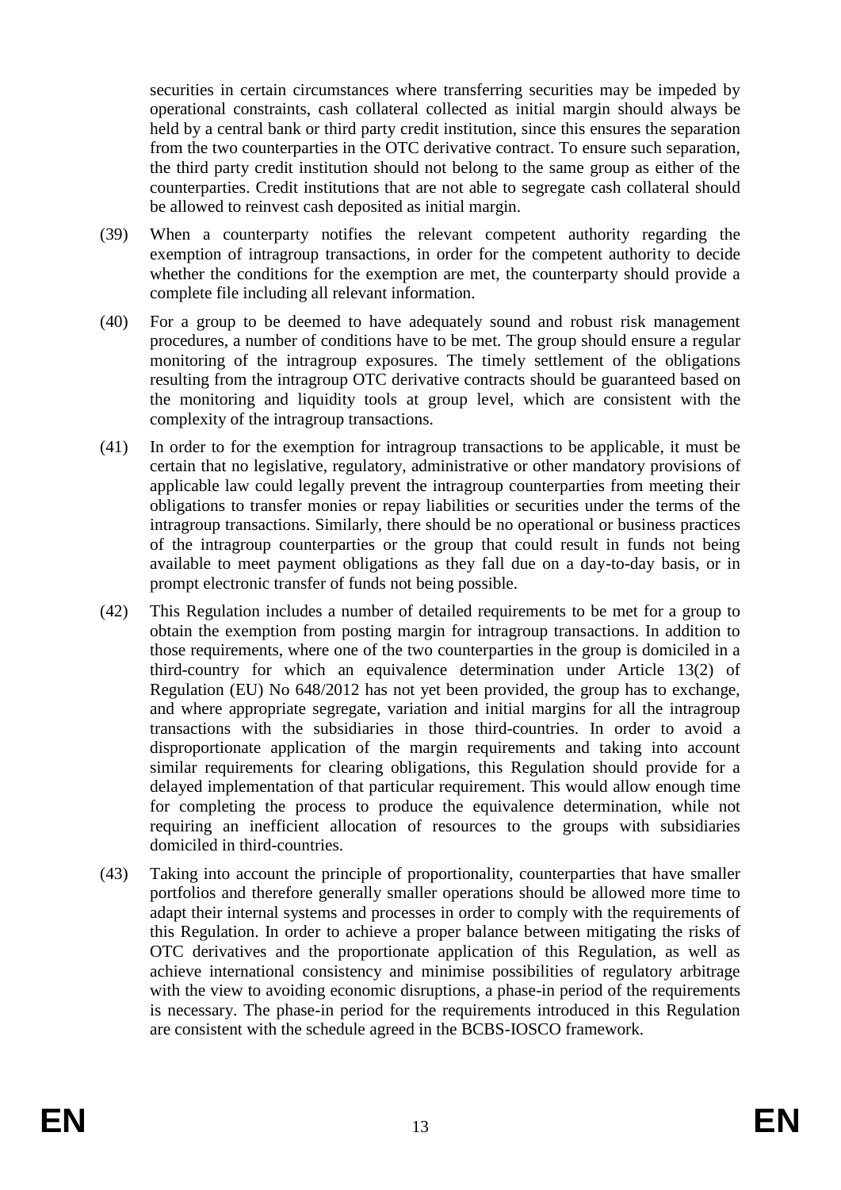securities in certain circumstances where transferring securities may be impeded by operational constraints, cash collateral collected as initial margin should always be held by a central bank or third party credit institution, since this ensures the separation from the two counterparties in the OTC derivative contract. To ensure such separation, the third party credit institution should not belong to the same group as either of the counterparties. Credit institutions that are not able to segregate cash collateral should be allowed to reinvest cash deposited as initial margin.

(39) When a counterparty notifies the relevant competent authority regarding the exemption of intragroup transactions, in order for the competent authority to decide whether the conditions for the exemption are met, the counterparty should provide a complete file including all relevant information.

(40) For a group to be deemed to have adequately sound and robust risk management procedures, a number of conditions have to be met. The group should ensure a regular monitoring of the intragroup exposures. The timely settlement of the obligations resulting from the intragroup OTC derivative contracts should be guaranteed based on the monitoring and liquidity tools at group level, which are consistent with the complexity of the intragroup transactions.

(41) In order to for the exemption for intragroup transactions to be applicable, it must be certain that no legislative, regulatory, administrative or other mandatory provisions of applicable law could legally prevent the intragroup counterparties from meeting their obligations to transfer monies or repay liabilities or securities under the terms of the intragroup transactions. Similarly, there should be no operational or business practices of the intragroup counterparties or the group that could result in funds not being available to meet payment obligations as they fall due on a day-to-day basis, or in prompt electronic transfer of funds not being possible.

(42) This Regulation includes a number of detailed requirements to be met for a group to obtain the exemption from posting margin for intragroup transactions. In addition to those requirements, where one of the two counterparties in the group is domiciled in a third-country for which an equivalence determination under Article 13(2) of Regulation (EU) No 648/2012 has not yet been provided, the group has to exchange, and where appropriate segregate, variation and initial margins for all the intragroup transactions with the subsidiaries in those third-countries. In order to avoid a disproportionate application of the margin requirements and taking into account similar requirements for clearing obligations, this Regulation should provide for a delayed implementation of that particular requirement. This would allow enough time for completing the process to produce the equivalence determination, while not requiring an inefficient allocation of resources to the groups with subsidiaries domiciled in third-countries.

(43) Taking into account the principle of proportionality, counterparties that have smaller portfolios and therefore generally smaller operations should be allowed more time to adapt their internal systems and processes in order to comply with the requirements of this Regulation. In order to achieve a proper balance between mitigating the risks of OTC derivatives and the proportionate application of this Regulation, as well as achieve international consistency and minimise possibilities of regulatory arbitrage with the view to avoiding economic disruptions, a phase-in period of the requirements is necessary. The phase-in period for the requirements introduced in this Regulation are consistent with the schedule agreed in the BCBS-IOSCO framework.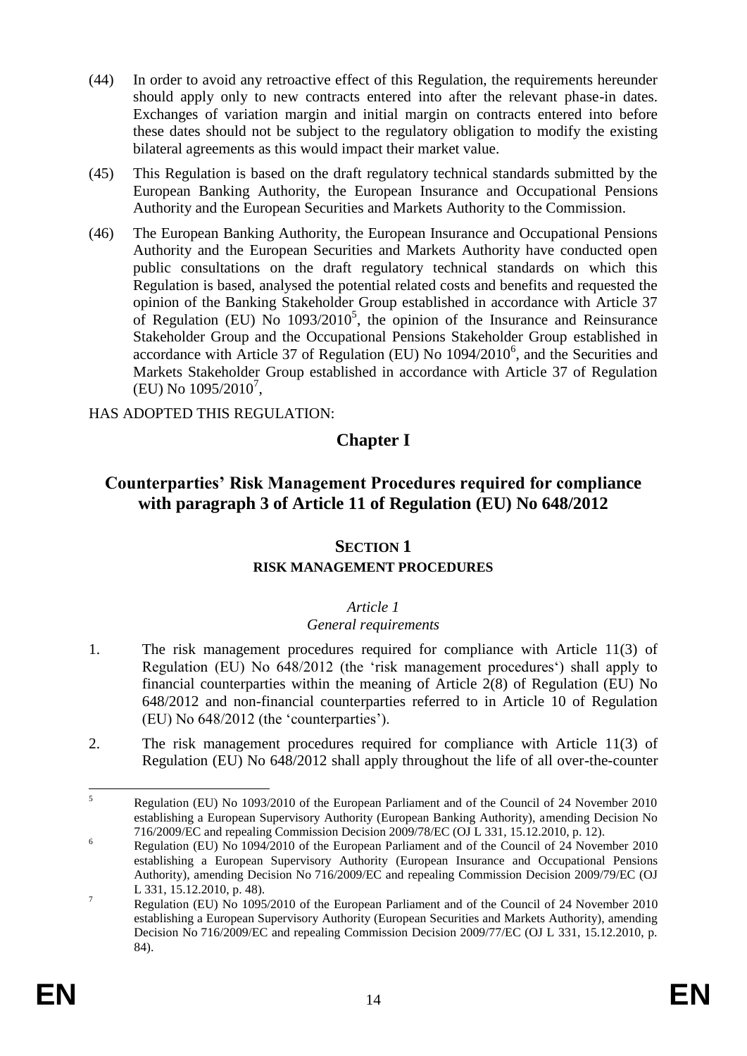(44) In order to avoid any retroactive effect of this Regulation, the requirements hereunder should apply only to new contracts entered into after the relevant phase-in dates. Exchanges of variation margin and initial margin on contracts entered into before these dates should not be subject to the regulatory obligation to modify the existing bilateral agreements as this would impact their market value.

(45) This Regulation is based on the draft regulatory technical standards submitted by the European Banking Authority, the European Insurance and Occupational Pensions Authority and the European Securities and Markets Authority to the Commission.

(46) The European Banking Authority, the European Insurance and Occupational Pensions Authority and the European Securities and Markets Authority have conducted open public consultations on the draft regulatory technical standards on which this Regulation is based, analysed the potential related costs and benefits and requested the opinion of the Banking Stakeholder Group established in accordance with Article 37 of Regulation (EU) No 1093/2010[5], the opinion of the Insurance and Reinsurance Stakeholder Group and the Occupational Pensions Stakeholder Group established in accordance with Article 37 of Regulation (EU) No 1094/2010[6], and the Securities and Markets Stakeholder Group established in accordance with Article 37 of Regulation (EU) No 1095/2010[7],

HAS ADOPTED THIS REGULATION:

# Chapter I

# Counterparties' Risk Management Procedures required for compliance with paragraph 3 of Article 11 of Regulation (EU) No 648/2012

## SECTION 1

### RISK MANAGEMENT PROCEDURES

*Article 1*

*General requirements*

1. The risk management procedures required for compliance with Article 11(3) of Regulation (EU) No 648/2012 (the 'risk management procedures') shall apply to financial counterparties within the meaning of Article 2(8) of Regulation (EU) No 648/2012 and non-financial counterparties referred to in Article 10 of Regulation (EU) No 648/2012 (the 'counterparties').

2. The risk management procedures required for compliance with Article 11(3) of Regulation (EU) No 648/2012 shall apply throughout the life of all over-the-counter

---

[5] Regulation (EU) No 1093/2010 of the European Parliament and of the Council of 24 November 2010 establishing a European Supervisory Authority (European Banking Authority), amending Decision No 716/2009/EC and repealing Commission Decision 2009/78/EC (OJ L 331, 15.12.2010, p. 12).

[6] Regulation (EU) No 1094/2010 of the European Parliament and of the Council of 24 November 2010 establishing a European Supervisory Authority (European Insurance and Occupational Pensions Authority), amending Decision No 716/2009/EC and repealing Commission Decision 2009/79/EC (OJ L 331, 15.12.2010, p. 48).

[7] Regulation (EU) No 1095/2010 of the European Parliament and of the Council of 24 November 2010 establishing a European Supervisory Authority (European Securities and Markets Authority), amending Decision No 716/2009/EC and repealing Commission Decision 2009/77/EC (OJ L 331, 15.12.2010, p. 84).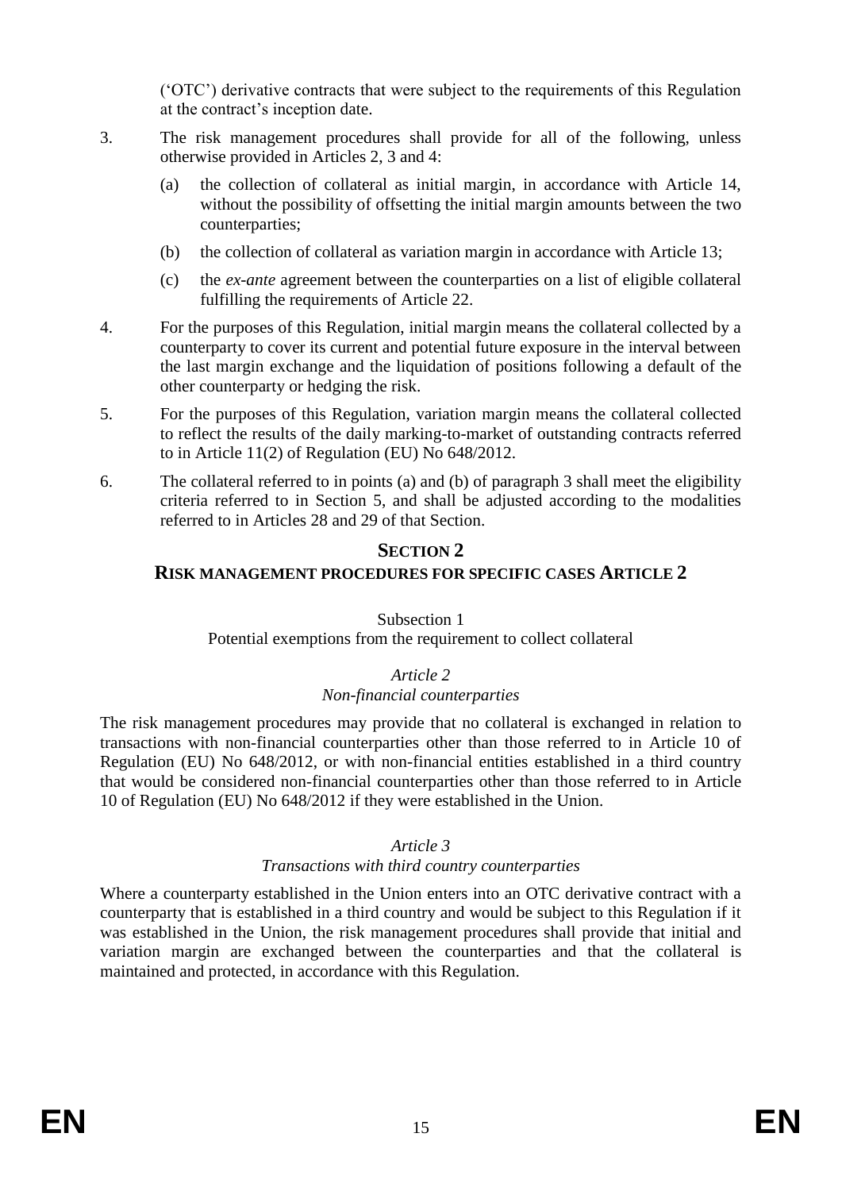('OTC') derivative contracts that were subject to the requirements of this Regulation at the contract's inception date.

3. The risk management procedures shall provide for all of the following, unless otherwise provided in Articles 2, 3 and 4:

   (a) the collection of collateral as initial margin, in accordance with Article 14, without the possibility of offsetting the initial margin amounts between the two counterparties;

   (b) the collection of collateral as variation margin in accordance with Article 13;

   (c) the *ex-ante* agreement between the counterparties on a list of eligible collateral fulfilling the requirements of Article 22.

4. For the purposes of this Regulation, initial margin means the collateral collected by a counterparty to cover its current and potential future exposure in the interval between the last margin exchange and the liquidation of positions following a default of the other counterparty or hedging the risk.

5. For the purposes of this Regulation, variation margin means the collateral collected to reflect the results of the daily marking-to-market of outstanding contracts referred to in Article 11(2) of Regulation (EU) No 648/2012.

6. The collateral referred to in points (a) and (b) of paragraph 3 shall meet the eligibility criteria referred to in Section 5, and shall be adjusted according to the modalities referred to in Articles 28 and 29 of that Section.

## SECTION 2
## RISK MANAGEMENT PROCEDURES FOR SPECIFIC CASES ARTICLE 2

Subsection 1

Potential exemptions from the requirement to collect collateral

*Article 2*

*Non-financial counterparties*

The risk management procedures may provide that no collateral is exchanged in relation to transactions with non-financial counterparties other than those referred to in Article 10 of Regulation (EU) No 648/2012, or with non-financial entities established in a third country that would be considered non-financial counterparties other than those referred to in Article 10 of Regulation (EU) No 648/2012 if they were established in the Union.

*Article 3*

*Transactions with third country counterparties*

Where a counterparty established in the Union enters into an OTC derivative contract with a counterparty that is established in a third country and would be subject to this Regulation if it was established in the Union, the risk management procedures shall provide that initial and variation margin are exchanged between the counterparties and that the collateral is maintained and protected, in accordance with this Regulation.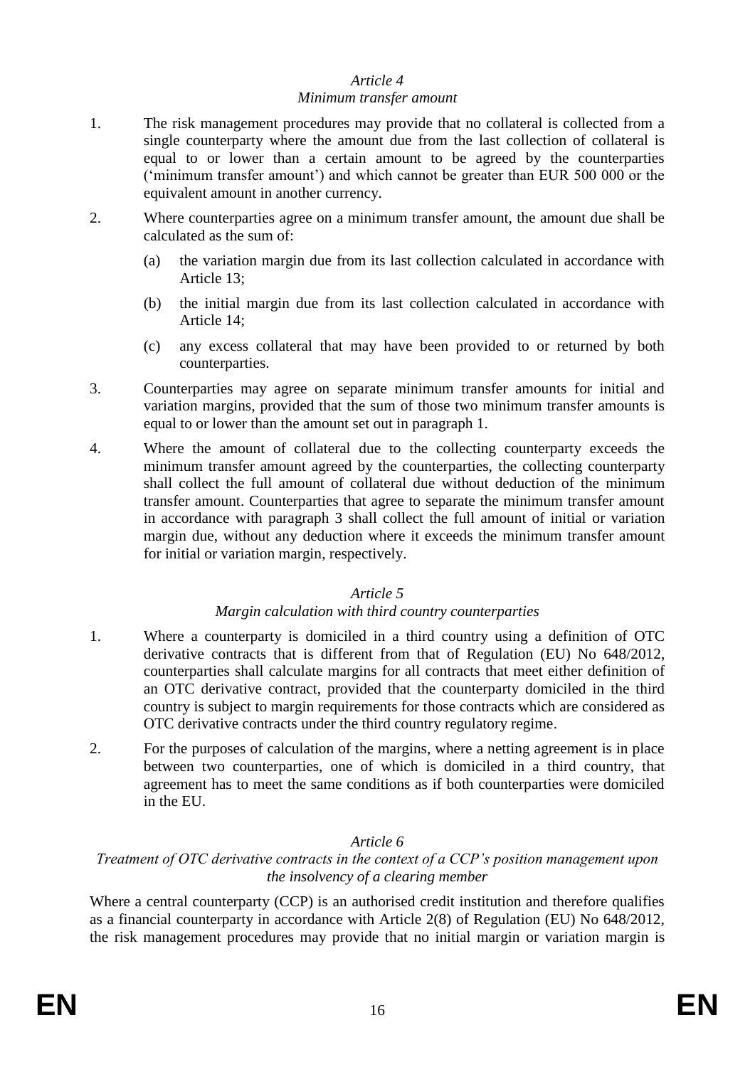*Article 4*

*Minimum transfer amount*

1. The risk management procedures may provide that no collateral is collected from a single counterparty where the amount due from the last collection of collateral is equal to or lower than a certain amount to be agreed by the counterparties ('minimum transfer amount') and which cannot be greater than EUR 500 000 or the equivalent amount in another currency.

2. Where counterparties agree on a minimum transfer amount, the amount due shall be calculated as the sum of:

   (a) the variation margin due from its last collection calculated in accordance with Article 13;

   (b) the initial margin due from its last collection calculated in accordance with Article 14;

   (c) any excess collateral that may have been provided to or returned by both counterparties.

3. Counterparties may agree on separate minimum transfer amounts for initial and variation margins, provided that the sum of those two minimum transfer amounts is equal to or lower than the amount set out in paragraph 1.

4. Where the amount of collateral due to the collecting counterparty exceeds the minimum transfer amount agreed by the counterparties, the collecting counterparty shall collect the full amount of collateral due without deduction of the minimum transfer amount. Counterparties that agree to separate the minimum transfer amount in accordance with paragraph 3 shall collect the full amount of initial or variation margin due, without any deduction where it exceeds the minimum transfer amount for initial or variation margin, respectively.

*Article 5*

*Margin calculation with third country counterparties*

1. Where a counterparty is domiciled in a third country using a definition of OTC derivative contracts that is different from that of Regulation (EU) No 648/2012, counterparties shall calculate margins for all contracts that meet either definition of an OTC derivative contract, provided that the counterparty domiciled in the third country is subject to margin requirements for those contracts which are considered as OTC derivative contracts under the third country regulatory regime.

2. For the purposes of calculation of the margins, where a netting agreement is in place between two counterparties, one of which is domiciled in a third country, that agreement has to meet the same conditions as if both counterparties were domiciled in the EU.

*Article 6*

*Treatment of OTC derivative contracts in the context of a CCP's position management upon the insolvency of a clearing member*

Where a central counterparty (CCP) is an authorised credit institution and therefore qualifies as a financial counterparty in accordance with Article 2(8) of Regulation (EU) No 648/2012, the risk management procedures may provide that no initial margin or variation margin is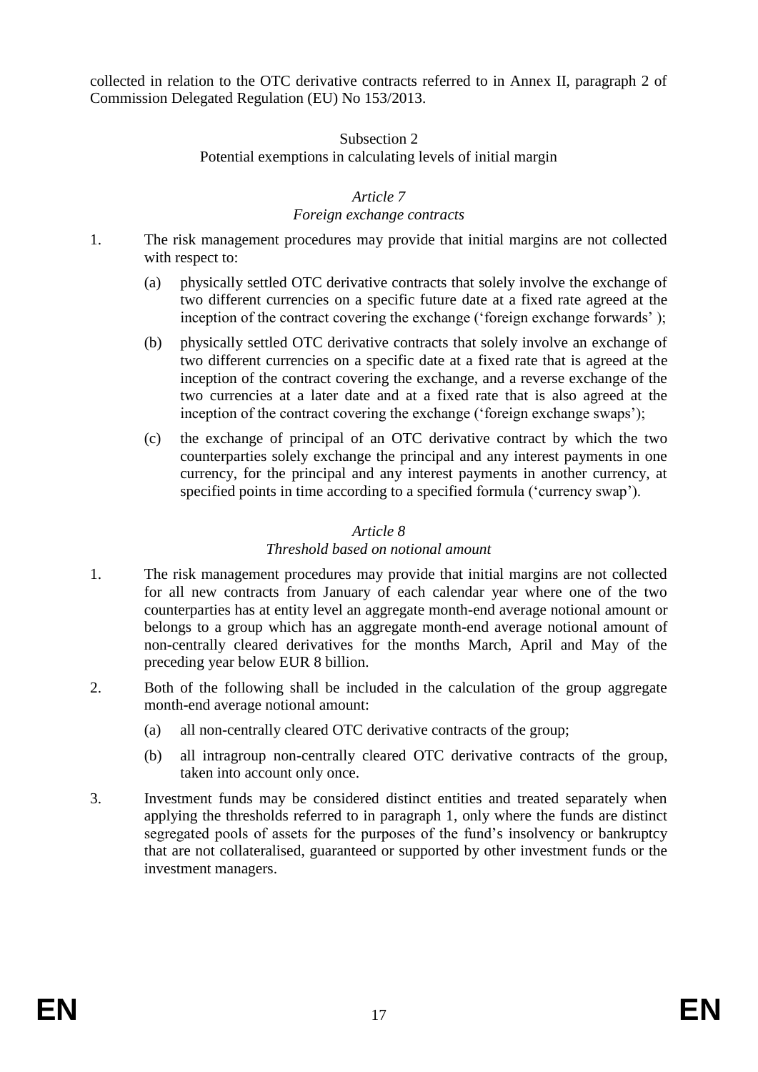collected in relation to the OTC derivative contracts referred to in Annex II, paragraph 2 of Commission Delegated Regulation (EU) No 153/2013.

### Subsection 2
### Potential exemptions in calculating levels of initial margin

#### *Article 7*
#### *Foreign exchange contracts*

1. The risk management procedures may provide that initial margins are not collected with respect to:

   (a) physically settled OTC derivative contracts that solely involve the exchange of two different currencies on a specific future date at a fixed rate agreed at the inception of the contract covering the exchange ('foreign exchange forwards' );

   (b) physically settled OTC derivative contracts that solely involve an exchange of two different currencies on a specific date at a fixed rate that is agreed at the inception of the contract covering the exchange, and a reverse exchange of the two currencies at a later date and at a fixed rate that is also agreed at the inception of the contract covering the exchange ('foreign exchange swaps');

   (c) the exchange of principal of an OTC derivative contract by which the two counterparties solely exchange the principal and any interest payments in one currency, for the principal and any interest payments in another currency, at specified points in time according to a specified formula ('currency swap').

#### *Article 8*
#### *Threshold based on notional amount*

1. The risk management procedures may provide that initial margins are not collected for all new contracts from January of each calendar year where one of the two counterparties has at entity level an aggregate month-end average notional amount or belongs to a group which has an aggregate month-end average notional amount of non-centrally cleared derivatives for the months March, April and May of the preceding year below EUR 8 billion.

2. Both of the following shall be included in the calculation of the group aggregate month-end average notional amount:

   (a) all non-centrally cleared OTC derivative contracts of the group;

   (b) all intragroup non-centrally cleared OTC derivative contracts of the group, taken into account only once.

3. Investment funds may be considered distinct entities and treated separately when applying the thresholds referred to in paragraph 1, only where the funds are distinct segregated pools of assets for the purposes of the fund's insolvency or bankruptcy that are not collateralised, guaranteed or supported by other investment funds or the investment managers.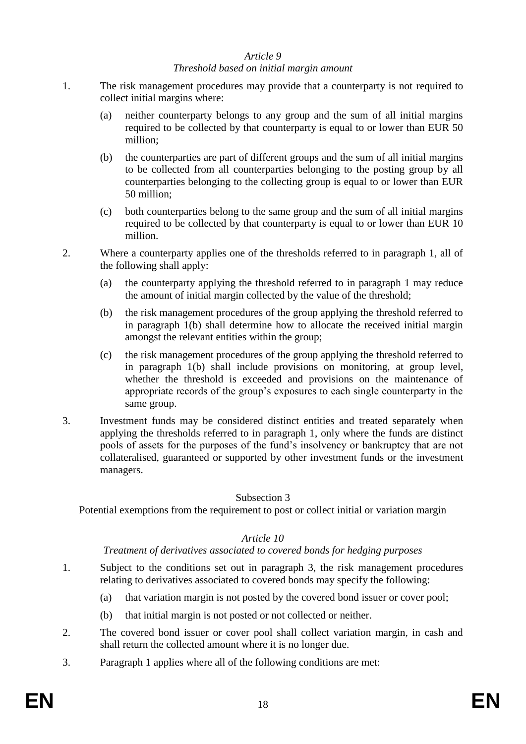*Article 9*

*Threshold based on initial margin amount*

1. The risk management procedures may provide that a counterparty is not required to collect initial margins where:

   (a) neither counterparty belongs to any group and the sum of all initial margins required to be collected by that counterparty is equal to or lower than EUR 50 million;

   (b) the counterparties are part of different groups and the sum of all initial margins to be collected from all counterparties belonging to the posting group by all counterparties belonging to the collecting group is equal to or lower than EUR 50 million;

   (c) both counterparties belong to the same group and the sum of all initial margins required to be collected by that counterparty is equal to or lower than EUR 10 million.

2. Where a counterparty applies one of the thresholds referred to in paragraph 1, all of the following shall apply:

   (a) the counterparty applying the threshold referred to in paragraph 1 may reduce the amount of initial margin collected by the value of the threshold;

   (b) the risk management procedures of the group applying the threshold referred to in paragraph 1(b) shall determine how to allocate the received initial margin amongst the relevant entities within the group;

   (c) the risk management procedures of the group applying the threshold referred to in paragraph 1(b) shall include provisions on monitoring, at group level, whether the threshold is exceeded and provisions on the maintenance of appropriate records of the group's exposures to each single counterparty in the same group.

3. Investment funds may be considered distinct entities and treated separately when applying the thresholds referred to in paragraph 1, only where the funds are distinct pools of assets for the purposes of the fund's insolvency or bankruptcy that are not collateralised, guaranteed or supported by other investment funds or the investment managers.

Subsection 3

Potential exemptions from the requirement to post or collect initial or variation margin

*Article 10*

*Treatment of derivatives associated to covered bonds for hedging purposes*

1. Subject to the conditions set out in paragraph 3, the risk management procedures relating to derivatives associated to covered bonds may specify the following:

   (a) that variation margin is not posted by the covered bond issuer or cover pool;

   (b) that initial margin is not posted or not collected or neither.

2. The covered bond issuer or cover pool shall collect variation margin, in cash and shall return the collected amount where it is no longer due.

3. Paragraph 1 applies where all of the following conditions are met: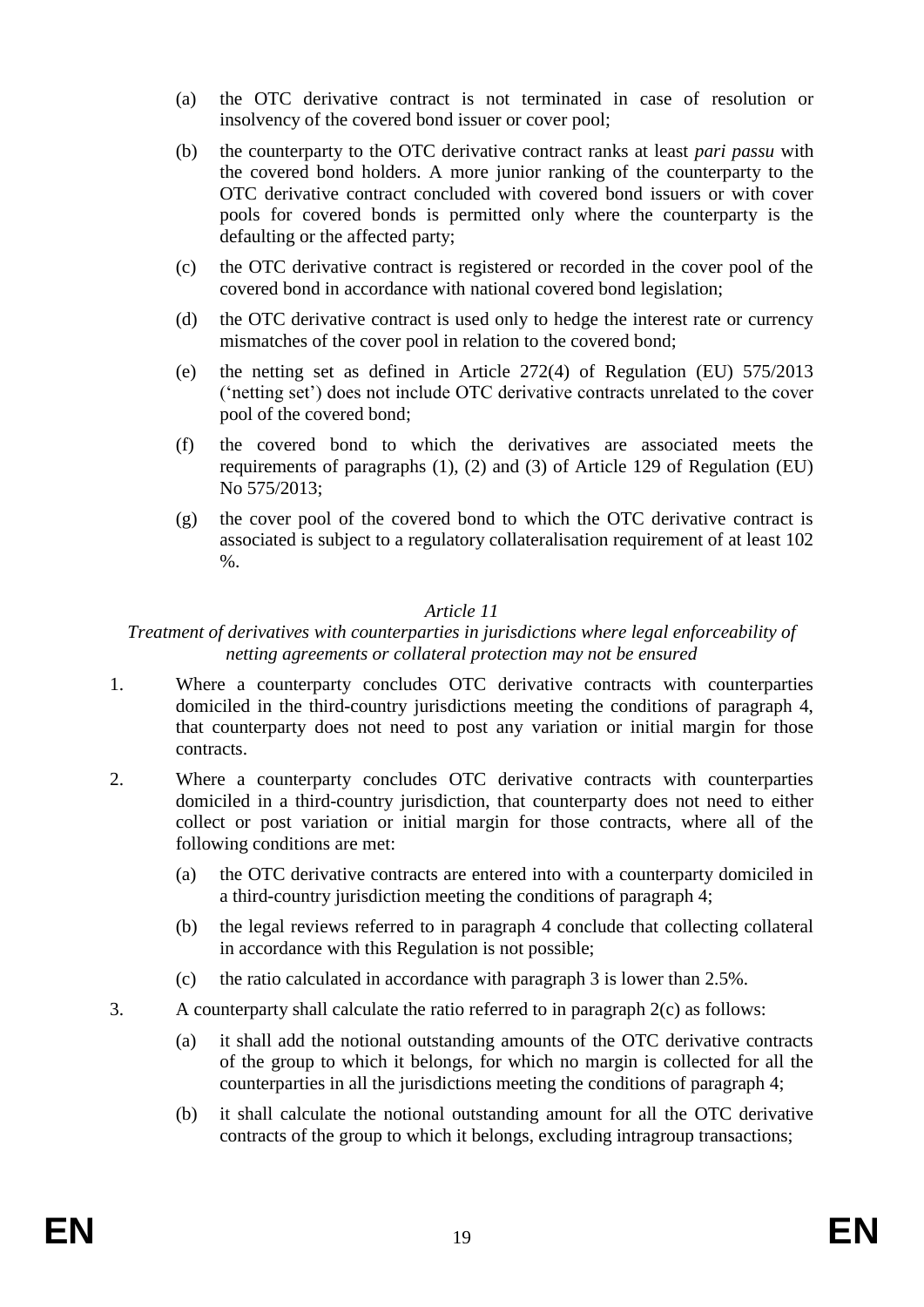(a) the OTC derivative contract is not terminated in case of resolution or insolvency of the covered bond issuer or cover pool;

(b) the counterparty to the OTC derivative contract ranks at least *pari passu* with the covered bond holders. A more junior ranking of the counterparty to the OTC derivative contract concluded with covered bond issuers or with cover pools for covered bonds is permitted only where the counterparty is the defaulting or the affected party;

(c) the OTC derivative contract is registered or recorded in the cover pool of the covered bond in accordance with national covered bond legislation;

(d) the OTC derivative contract is used only to hedge the interest rate or currency mismatches of the cover pool in relation to the covered bond;

(e) the netting set as defined in Article 272(4) of Regulation (EU) 575/2013 ('netting set') does not include OTC derivative contracts unrelated to the cover pool of the covered bond;

(f) the covered bond to which the derivatives are associated meets the requirements of paragraphs (1), (2) and (3) of Article 129 of Regulation (EU) No 575/2013;

(g) the cover pool of the covered bond to which the OTC derivative contract is associated is subject to a regulatory collateralisation requirement of at least 102 %.

*Article 11*

*Treatment of derivatives with counterparties in jurisdictions where legal enforceability of netting agreements or collateral protection may not be ensured*

1. Where a counterparty concludes OTC derivative contracts with counterparties domiciled in the third-country jurisdictions meeting the conditions of paragraph 4, that counterparty does not need to post any variation or initial margin for those contracts.

2. Where a counterparty concludes OTC derivative contracts with counterparties domiciled in a third-country jurisdiction, that counterparty does not need to either collect or post variation or initial margin for those contracts, where all of the following conditions are met:

   (a) the OTC derivative contracts are entered into with a counterparty domiciled in a third-country jurisdiction meeting the conditions of paragraph 4;

   (b) the legal reviews referred to in paragraph 4 conclude that collecting collateral in accordance with this Regulation is not possible;

   (c) the ratio calculated in accordance with paragraph 3 is lower than 2.5%.

3. A counterparty shall calculate the ratio referred to in paragraph 2(c) as follows:

   (a) it shall add the notional outstanding amounts of the OTC derivative contracts of the group to which it belongs, for which no margin is collected for all the counterparties in all the jurisdictions meeting the conditions of paragraph 4;

   (b) it shall calculate the notional outstanding amount for all the OTC derivative contracts of the group to which it belongs, excluding intragroup transactions;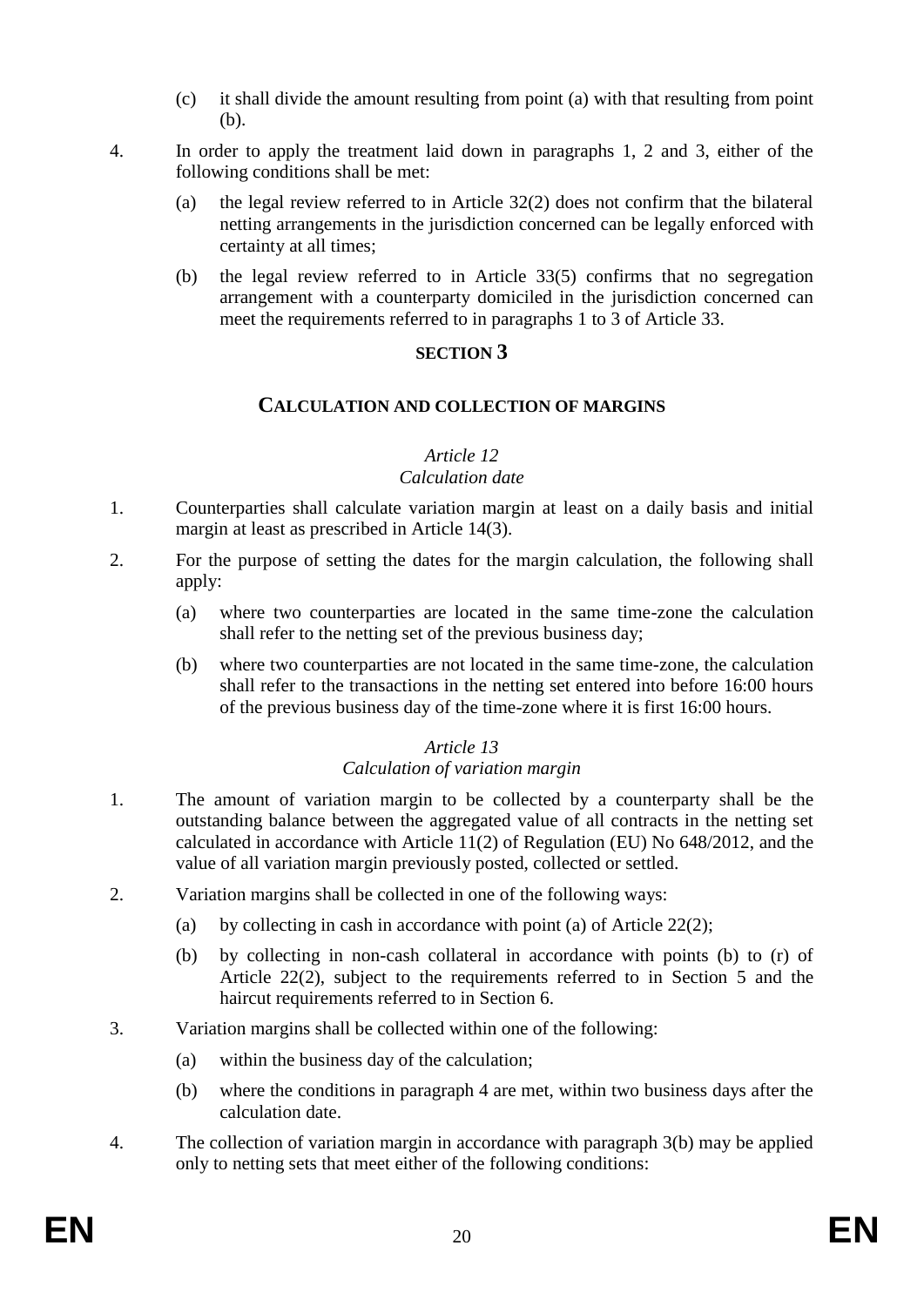(c) it shall divide the amount resulting from point (a) with that resulting from point (b).

4. In order to apply the treatment laid down in paragraphs 1, 2 and 3, either of the following conditions shall be met:

   (a) the legal review referred to in Article 32(2) does not confirm that the bilateral netting arrangements in the jurisdiction concerned can be legally enforced with certainty at all times;

   (b) the legal review referred to in Article 33(5) confirms that no segregation arrangement with a counterparty domiciled in the jurisdiction concerned can meet the requirements referred to in paragraphs 1 to 3 of Article 33.

## SECTION 3

## CALCULATION AND COLLECTION OF MARGINS

### *Article 12*
### *Calculation date*

1. Counterparties shall calculate variation margin at least on a daily basis and initial margin at least as prescribed in Article 14(3).

2. For the purpose of setting the dates for the margin calculation, the following shall apply:

   (a) where two counterparties are located in the same time-zone the calculation shall refer to the netting set of the previous business day;

   (b) where two counterparties are not located in the same time-zone, the calculation shall refer to the transactions in the netting set entered into before 16:00 hours of the previous business day of the time-zone where it is first 16:00 hours.

### *Article 13*
### *Calculation of variation margin*

1. The amount of variation margin to be collected by a counterparty shall be the outstanding balance between the aggregated value of all contracts in the netting set calculated in accordance with Article 11(2) of Regulation (EU) No 648/2012, and the value of all variation margin previously posted, collected or settled.

2. Variation margins shall be collected in one of the following ways:

   (a) by collecting in cash in accordance with point (a) of Article 22(2);

   (b) by collecting in non-cash collateral in accordance with points (b) to (r) of Article 22(2), subject to the requirements referred to in Section 5 and the haircut requirements referred to in Section 6.

3. Variation margins shall be collected within one of the following:

   (a) within the business day of the calculation;

   (b) where the conditions in paragraph 4 are met, within two business days after the calculation date.

4. The collection of variation margin in accordance with paragraph 3(b) may be applied only to netting sets that meet either of the following conditions: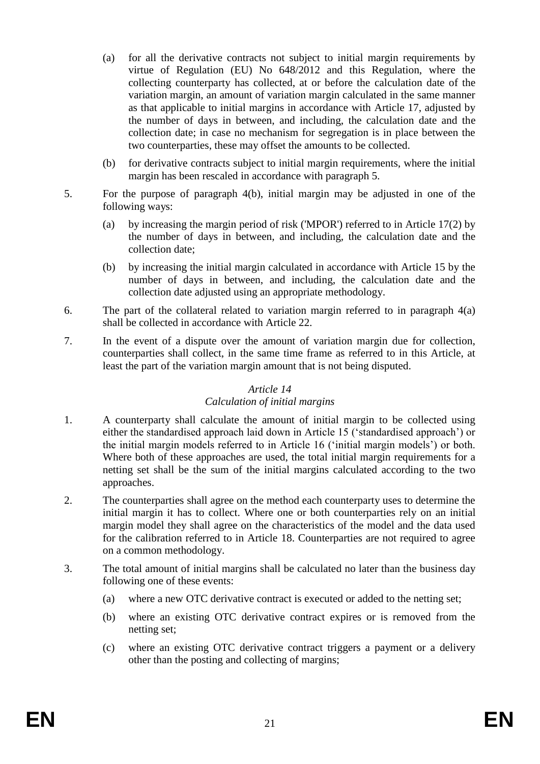(a) for all the derivative contracts not subject to initial margin requirements by virtue of Regulation (EU) No 648/2012 and this Regulation, where the collecting counterparty has collected, at or before the calculation date of the variation margin, an amount of variation margin calculated in the same manner as that applicable to initial margins in accordance with Article 17, adjusted by the number of days in between, and including, the calculation date and the collection date; in case no mechanism for segregation is in place between the two counterparties, these may offset the amounts to be collected.

(b) for derivative contracts subject to initial margin requirements, where the initial margin has been rescaled in accordance with paragraph 5.

5. For the purpose of paragraph 4(b), initial margin may be adjusted in one of the following ways:

(a) by increasing the margin period of risk ('MPOR') referred to in Article 17(2) by the number of days in between, and including, the calculation date and the collection date;

(b) by increasing the initial margin calculated in accordance with Article 15 by the number of days in between, and including, the calculation date and the collection date adjusted using an appropriate methodology.

6. The part of the collateral related to variation margin referred to in paragraph 4(a) shall be collected in accordance with Article 22.

7. In the event of a dispute over the amount of variation margin due for collection, counterparties shall collect, in the same time frame as referred to in this Article, at least the part of the variation margin amount that is not being disputed.

### *Article 14*
### *Calculation of initial margins*

1. A counterparty shall calculate the amount of initial margin to be collected using either the standardised approach laid down in Article 15 ('standardised approach') or the initial margin models referred to in Article 16 ('initial margin models') or both. Where both of these approaches are used, the total initial margin requirements for a netting set shall be the sum of the initial margins calculated according to the two approaches.

2. The counterparties shall agree on the method each counterparty uses to determine the initial margin it has to collect. Where one or both counterparties rely on an initial margin model they shall agree on the characteristics of the model and the data used for the calibration referred to in Article 18. Counterparties are not required to agree on a common methodology.

3. The total amount of initial margins shall be calculated no later than the business day following one of these events:

(a) where a new OTC derivative contract is executed or added to the netting set;

(b) where an existing OTC derivative contract expires or is removed from the netting set;

(c) where an existing OTC derivative contract triggers a payment or a delivery other than the posting and collecting of margins;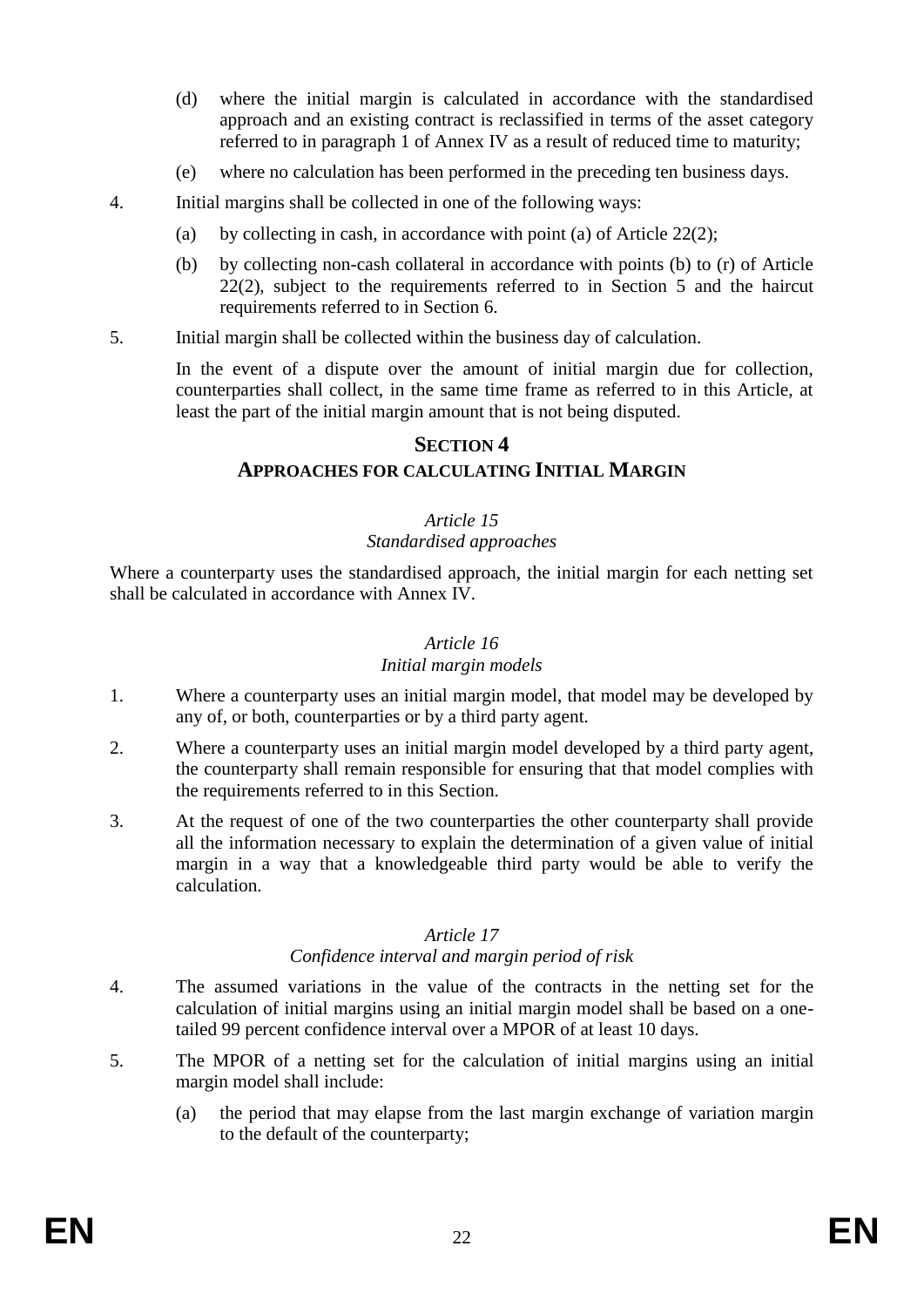(d) where the initial margin is calculated in accordance with the standardised approach and an existing contract is reclassified in terms of the asset category referred to in paragraph 1 of Annex IV as a result of reduced time to maturity;

(e) where no calculation has been performed in the preceding ten business days.

4. Initial margins shall be collected in one of the following ways:

   (a) by collecting in cash, in accordance with point (a) of Article 22(2);

   (b) by collecting non-cash collateral in accordance with points (b) to (r) of Article 22(2), subject to the requirements referred to in Section 5 and the haircut requirements referred to in Section 6.

5. Initial margin shall be collected within the business day of calculation.

   In the event of a dispute over the amount of initial margin due for collection, counterparties shall collect, in the same time frame as referred to in this Article, at least the part of the initial margin amount that is not being disputed.

## SECTION 4
## APPROACHES FOR CALCULATING INITIAL MARGIN

### *Article 15*
### *Standardised approaches*

Where a counterparty uses the standardised approach, the initial margin for each netting set shall be calculated in accordance with Annex IV.

### *Article 16*
### *Initial margin models*

1. Where a counterparty uses an initial margin model, that model may be developed by any of, or both, counterparties or by a third party agent.

2. Where a counterparty uses an initial margin model developed by a third party agent, the counterparty shall remain responsible for ensuring that that model complies with the requirements referred to in this Section.

3. At the request of one of the two counterparties the other counterparty shall provide all the information necessary to explain the determination of a given value of initial margin in a way that a knowledgeable third party would be able to verify the calculation.

### *Article 17*
### *Confidence interval and margin period of risk*

4. The assumed variations in the value of the contracts in the netting set for the calculation of initial margins using an initial margin model shall be based on a one-tailed 99 percent confidence interval over a MPOR of at least 10 days.

5. The MPOR of a netting set for the calculation of initial margins using an initial margin model shall include:

   (a) the period that may elapse from the last margin exchange of variation margin to the default of the counterparty;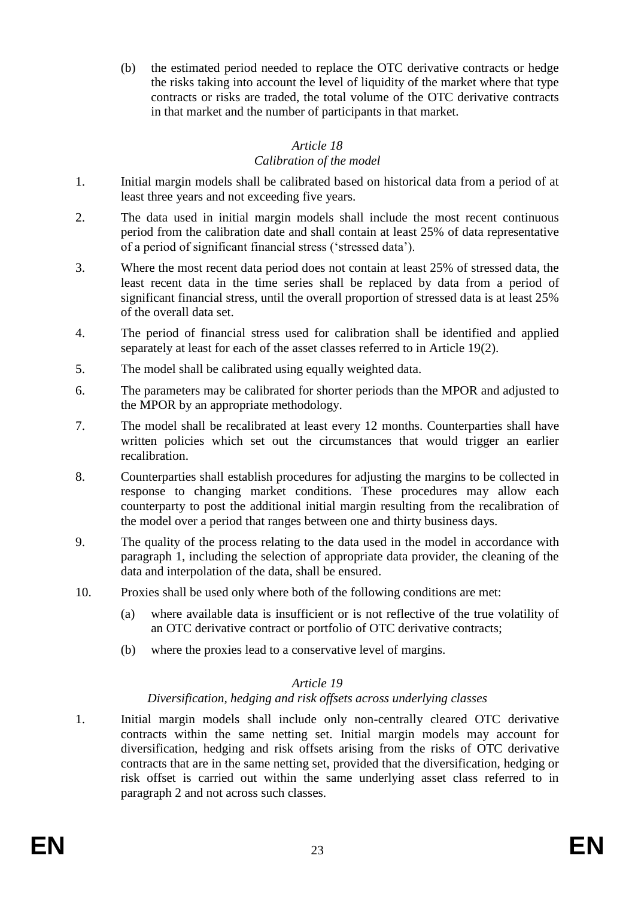(b) the estimated period needed to replace the OTC derivative contracts or hedge the risks taking into account the level of liquidity of the market where that type contracts or risks are traded, the total volume of the OTC derivative contracts in that market and the number of participants in that market.

*Article 18*

*Calibration of the model*

1. Initial margin models shall be calibrated based on historical data from a period of at least three years and not exceeding five years.

2. The data used in initial margin models shall include the most recent continuous period from the calibration date and shall contain at least 25% of data representative of a period of significant financial stress ('stressed data').

3. Where the most recent data period does not contain at least 25% of stressed data, the least recent data in the time series shall be replaced by data from a period of significant financial stress, until the overall proportion of stressed data is at least 25% of the overall data set.

4. The period of financial stress used for calibration shall be identified and applied separately at least for each of the asset classes referred to in Article 19(2).

5. The model shall be calibrated using equally weighted data.

6. The parameters may be calibrated for shorter periods than the MPOR and adjusted to the MPOR by an appropriate methodology.

7. The model shall be recalibrated at least every 12 months. Counterparties shall have written policies which set out the circumstances that would trigger an earlier recalibration.

8. Counterparties shall establish procedures for adjusting the margins to be collected in response to changing market conditions. These procedures may allow each counterparty to post the additional initial margin resulting from the recalibration of the model over a period that ranges between one and thirty business days.

9. The quality of the process relating to the data used in the model in accordance with paragraph 1, including the selection of appropriate data provider, the cleaning of the data and interpolation of the data, shall be ensured.

10. Proxies shall be used only where both of the following conditions are met:

    (a) where available data is insufficient or is not reflective of the true volatility of an OTC derivative contract or portfolio of OTC derivative contracts;

    (b) where the proxies lead to a conservative level of margins.

*Article 19*

*Diversification, hedging and risk offsets across underlying classes*

1. Initial margin models shall include only non-centrally cleared OTC derivative contracts within the same netting set. Initial margin models may account for diversification, hedging and risk offsets arising from the risks of OTC derivative contracts that are in the same netting set, provided that the diversification, hedging or risk offset is carried out within the same underlying asset class referred to in paragraph 2 and not across such classes.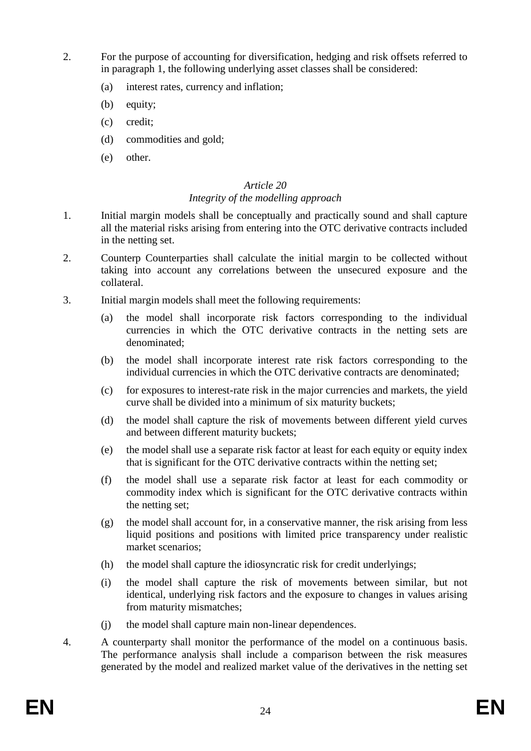2. For the purpose of accounting for diversification, hedging and risk offsets referred to in paragraph 1, the following underlying asset classes shall be considered:

   (a) interest rates, currency and inflation;

   (b) equity;

   (c) credit;

   (d) commodities and gold;

   (e) other.

*Article 20*
*Integrity of the modelling approach*

1. Initial margin models shall be conceptually and practically sound and shall capture all the material risks arising from entering into the OTC derivative contracts included in the netting set.

2. Counterp Counterparties shall calculate the initial margin to be collected without taking into account any correlations between the unsecured exposure and the collateral.

3. Initial margin models shall meet the following requirements:

   (a) the model shall incorporate risk factors corresponding to the individual currencies in which the OTC derivative contracts in the netting sets are denominated;

   (b) the model shall incorporate interest rate risk factors corresponding to the individual currencies in which the OTC derivative contracts are denominated;

   (c) for exposures to interest-rate risk in the major currencies and markets, the yield curve shall be divided into a minimum of six maturity buckets;

   (d) the model shall capture the risk of movements between different yield curves and between different maturity buckets;

   (e) the model shall use a separate risk factor at least for each equity or equity index that is significant for the OTC derivative contracts within the netting set;

   (f) the model shall use a separate risk factor at least for each commodity or commodity index which is significant for the OTC derivative contracts within the netting set;

   (g) the model shall account for, in a conservative manner, the risk arising from less liquid positions and positions with limited price transparency under realistic market scenarios;

   (h) the model shall capture the idiosyncratic risk for credit underlyings;

   (i) the model shall capture the risk of movements between similar, but not identical, underlying risk factors and the exposure to changes in values arising from maturity mismatches;

   (j) the model shall capture main non-linear dependences.

4. A counterparty shall monitor the performance of the model on a continuous basis. The performance analysis shall include a comparison between the risk measures generated by the model and realized market value of the derivatives in the netting set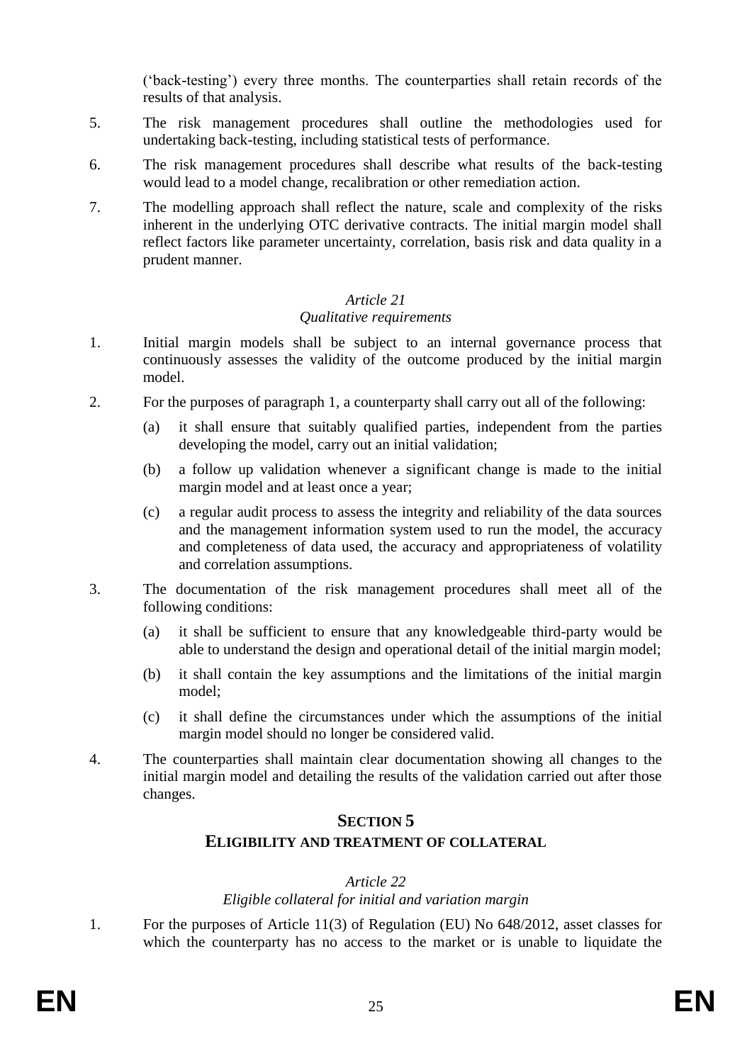('back-testing') every three months. The counterparties shall retain records of the results of that analysis.

5. The risk management procedures shall outline the methodologies used for undertaking back-testing, including statistical tests of performance.

6. The risk management procedures shall describe what results of the back-testing would lead to a model change, recalibration or other remediation action.

7. The modelling approach shall reflect the nature, scale and complexity of the risks inherent in the underlying OTC derivative contracts. The initial margin model shall reflect factors like parameter uncertainty, correlation, basis risk and data quality in a prudent manner.

*Article 21*
*Qualitative requirements*

1. Initial margin models shall be subject to an internal governance process that continuously assesses the validity of the outcome produced by the initial margin model.

2. For the purposes of paragraph 1, a counterparty shall carry out all of the following:

   (a) it shall ensure that suitably qualified parties, independent from the parties developing the model, carry out an initial validation;

   (b) a follow up validation whenever a significant change is made to the initial margin model and at least once a year;

   (c) a regular audit process to assess the integrity and reliability of the data sources and the management information system used to run the model, the accuracy and completeness of data used, the accuracy and appropriateness of volatility and correlation assumptions.

3. The documentation of the risk management procedures shall meet all of the following conditions:

   (a) it shall be sufficient to ensure that any knowledgeable third-party would be able to understand the design and operational detail of the initial margin model;

   (b) it shall contain the key assumptions and the limitations of the initial margin model;

   (c) it shall define the circumstances under which the assumptions of the initial margin model should no longer be considered valid.

4. The counterparties shall maintain clear documentation showing all changes to the initial margin model and detailing the results of the validation carried out after those changes.

## SECTION 5
## ELIGIBILITY AND TREATMENT OF COLLATERAL

*Article 22*
*Eligible collateral for initial and variation margin*

1. For the purposes of Article 11(3) of Regulation (EU) No 648/2012, asset classes for which the counterparty has no access to the market or is unable to liquidate the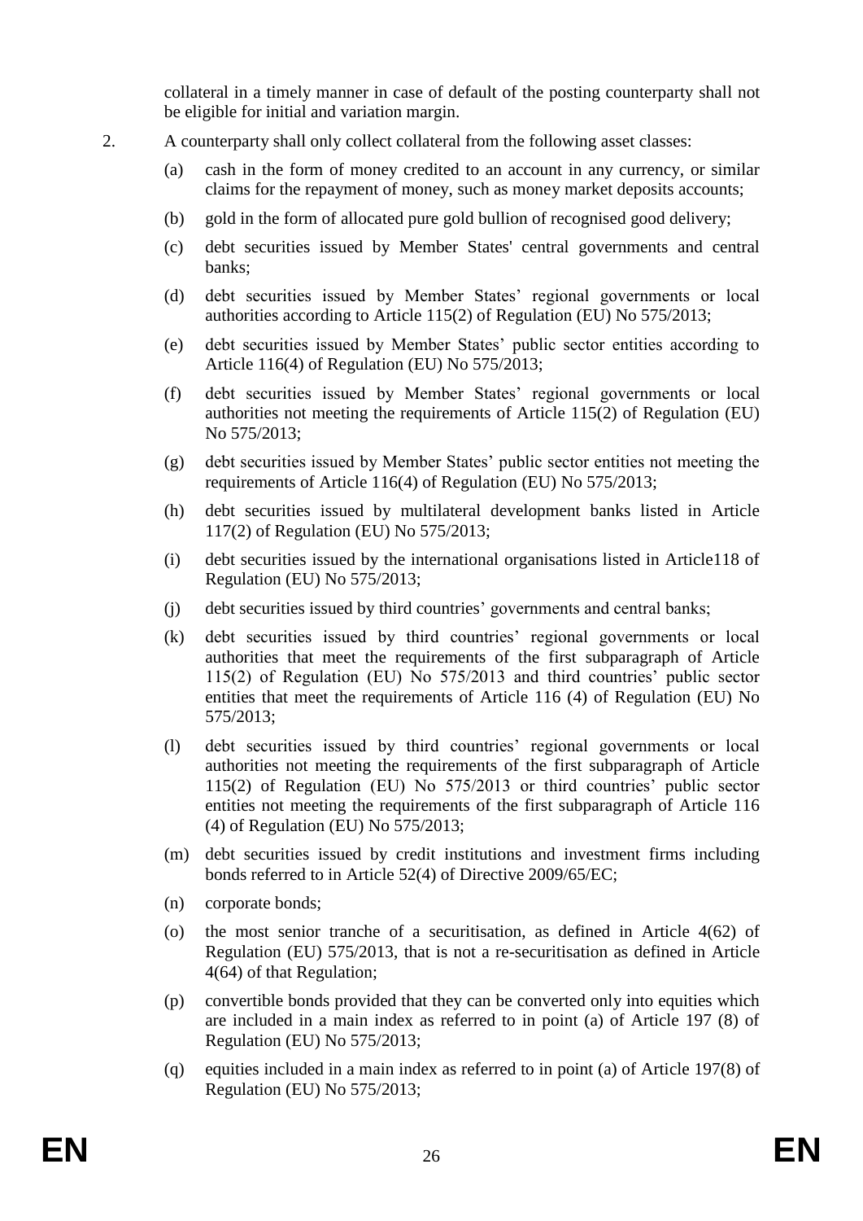collateral in a timely manner in case of default of the posting counterparty shall not be eligible for initial and variation margin.

2. A counterparty shall only collect collateral from the following asset classes:

   (a) cash in the form of money credited to an account in any currency, or similar claims for the repayment of money, such as money market deposits accounts;

   (b) gold in the form of allocated pure gold bullion of recognised good delivery;

   (c) debt securities issued by Member States' central governments and central banks;

   (d) debt securities issued by Member States' regional governments or local authorities according to Article 115(2) of Regulation (EU) No 575/2013;

   (e) debt securities issued by Member States' public sector entities according to Article 116(4) of Regulation (EU) No 575/2013;

   (f) debt securities issued by Member States' regional governments or local authorities not meeting the requirements of Article 115(2) of Regulation (EU) No 575/2013;

   (g) debt securities issued by Member States' public sector entities not meeting the requirements of Article 116(4) of Regulation (EU) No 575/2013;

   (h) debt securities issued by multilateral development banks listed in Article 117(2) of Regulation (EU) No 575/2013;

   (i) debt securities issued by the international organisations listed in Article118 of Regulation (EU) No 575/2013;

   (j) debt securities issued by third countries' governments and central banks;

   (k) debt securities issued by third countries' regional governments or local authorities that meet the requirements of the first subparagraph of Article 115(2) of Regulation (EU) No 575/2013 and third countries' public sector entities that meet the requirements of Article 116 (4) of Regulation (EU) No 575/2013;

   (l) debt securities issued by third countries' regional governments or local authorities not meeting the requirements of the first subparagraph of Article 115(2) of Regulation (EU) No 575/2013 or third countries' public sector entities not meeting the requirements of the first subparagraph of Article 116 (4) of Regulation (EU) No 575/2013;

   (m) debt securities issued by credit institutions and investment firms including bonds referred to in Article 52(4) of Directive 2009/65/EC;

   (n) corporate bonds;

   (o) the most senior tranche of a securitisation, as defined in Article 4(62) of Regulation (EU) 575/2013, that is not a re-securitisation as defined in Article 4(64) of that Regulation;

   (p) convertible bonds provided that they can be converted only into equities which are included in a main index as referred to in point (a) of Article 197 (8) of Regulation (EU) No 575/2013;

   (q) equities included in a main index as referred to in point (a) of Article 197(8) of Regulation (EU) No 575/2013;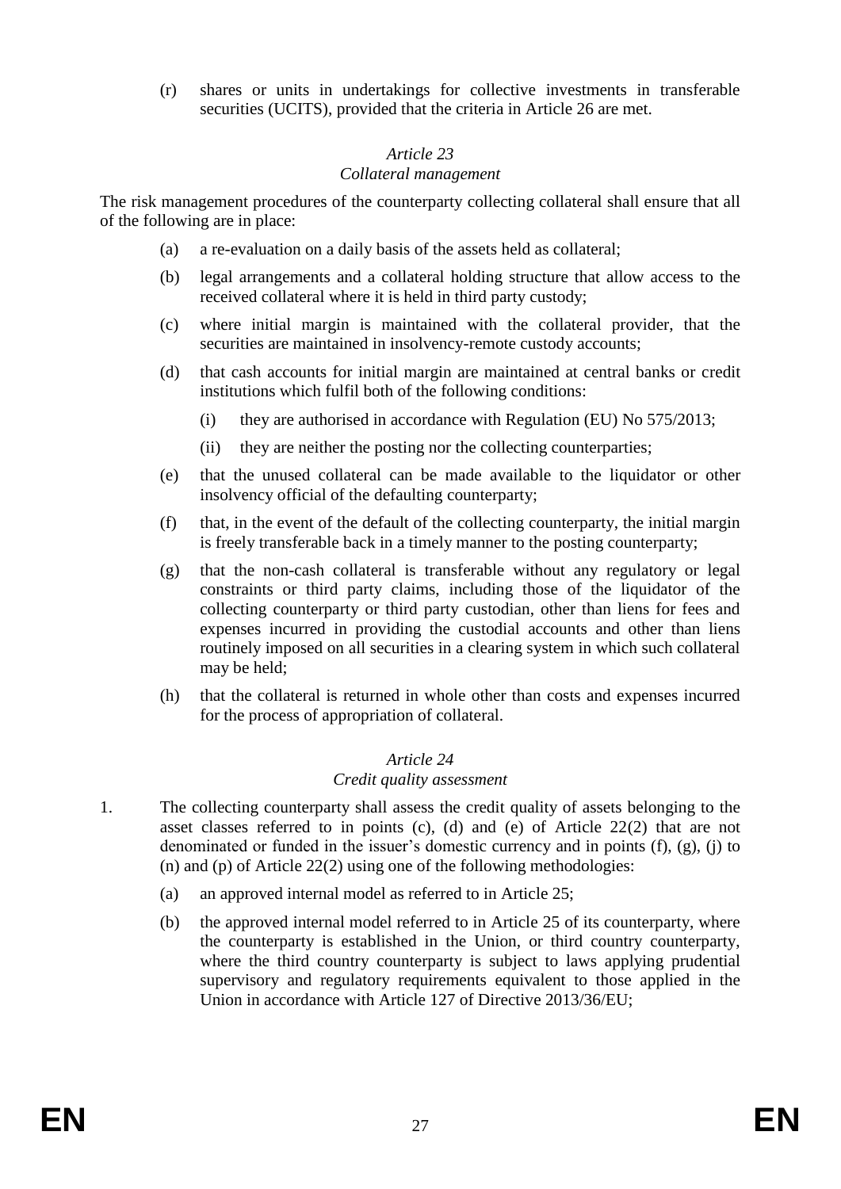(r) shares or units in undertakings for collective investments in transferable securities (UCITS), provided that the criteria in Article 26 are met.

### *Article 23*
### *Collateral management*

The risk management procedures of the counterparty collecting collateral shall ensure that all of the following are in place:

(a) a re-evaluation on a daily basis of the assets held as collateral;

(b) legal arrangements and a collateral holding structure that allow access to the received collateral where it is held in third party custody;

(c) where initial margin is maintained with the collateral provider, that the securities are maintained in insolvency-remote custody accounts;

(d) that cash accounts for initial margin are maintained at central banks or credit institutions which fulfil both of the following conditions:

  (i) they are authorised in accordance with Regulation (EU) No 575/2013;

  (ii) they are neither the posting nor the collecting counterparties;

(e) that the unused collateral can be made available to the liquidator or other insolvency official of the defaulting counterparty;

(f) that, in the event of the default of the collecting counterparty, the initial margin is freely transferable back in a timely manner to the posting counterparty;

(g) that the non-cash collateral is transferable without any regulatory or legal constraints or third party claims, including those of the liquidator of the collecting counterparty or third party custodian, other than liens for fees and expenses incurred in providing the custodial accounts and other than liens routinely imposed on all securities in a clearing system in which such collateral may be held;

(h) that the collateral is returned in whole other than costs and expenses incurred for the process of appropriation of collateral.

### *Article 24*
### *Credit quality assessment*

1. The collecting counterparty shall assess the credit quality of assets belonging to the asset classes referred to in points (c), (d) and (e) of Article 22(2) that are not denominated or funded in the issuer's domestic currency and in points (f), (g), (j) to (n) and (p) of Article 22(2) using one of the following methodologies:

   (a) an approved internal model as referred to in Article 25;

   (b) the approved internal model referred to in Article 25 of its counterparty, where the counterparty is established in the Union, or third country counterparty, where the third country counterparty is subject to laws applying prudential supervisory and regulatory requirements equivalent to those applied in the Union in accordance with Article 127 of Directive 2013/36/EU;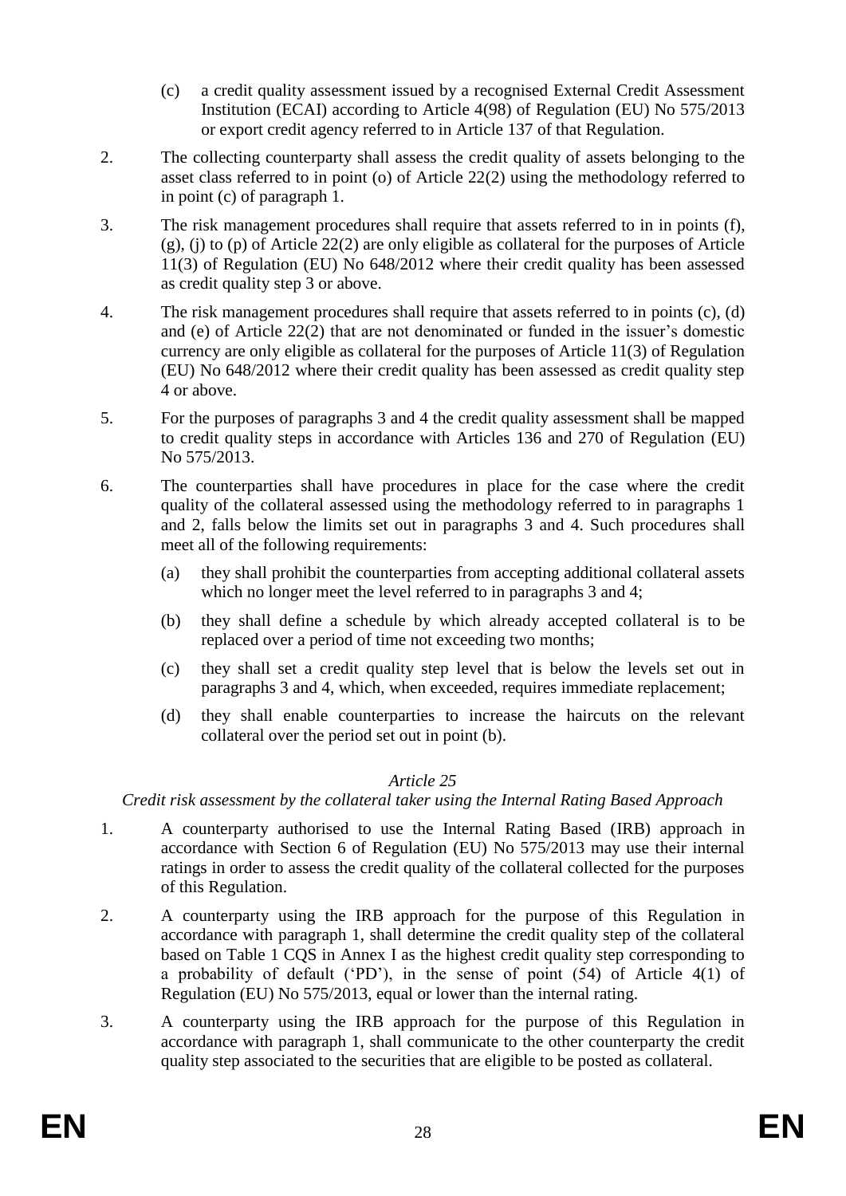(c) a credit quality assessment issued by a recognised External Credit Assessment Institution (ECAI) according to Article 4(98) of Regulation (EU) No 575/2013 or export credit agency referred to in Article 137 of that Regulation.

2. The collecting counterparty shall assess the credit quality of assets belonging to the asset class referred to in point (o) of Article 22(2) using the methodology referred to in point (c) of paragraph 1.

3. The risk management procedures shall require that assets referred to in in points (f), (g), (j) to (p) of Article 22(2) are only eligible as collateral for the purposes of Article 11(3) of Regulation (EU) No 648/2012 where their credit quality has been assessed as credit quality step 3 or above.

4. The risk management procedures shall require that assets referred to in points (c), (d) and (e) of Article 22(2) that are not denominated or funded in the issuer's domestic currency are only eligible as collateral for the purposes of Article 11(3) of Regulation (EU) No 648/2012 where their credit quality has been assessed as credit quality step 4 or above.

5. For the purposes of paragraphs 3 and 4 the credit quality assessment shall be mapped to credit quality steps in accordance with Articles 136 and 270 of Regulation (EU) No 575/2013.

6. The counterparties shall have procedures in place for the case where the credit quality of the collateral assessed using the methodology referred to in paragraphs 1 and 2, falls below the limits set out in paragraphs 3 and 4. Such procedures shall meet all of the following requirements:

   (a) they shall prohibit the counterparties from accepting additional collateral assets which no longer meet the level referred to in paragraphs 3 and 4;

   (b) they shall define a schedule by which already accepted collateral is to be replaced over a period of time not exceeding two months;

   (c) they shall set a credit quality step level that is below the levels set out in paragraphs 3 and 4, which, when exceeded, requires immediate replacement;

   (d) they shall enable counterparties to increase the haircuts on the relevant collateral over the period set out in point (b).

*Article 25*

*Credit risk assessment by the collateral taker using the Internal Rating Based Approach*

1. A counterparty authorised to use the Internal Rating Based (IRB) approach in accordance with Section 6 of Regulation (EU) No 575/2013 may use their internal ratings in order to assess the credit quality of the collateral collected for the purposes of this Regulation.

2. A counterparty using the IRB approach for the purpose of this Regulation in accordance with paragraph 1, shall determine the credit quality step of the collateral based on Table 1 CQS in Annex I as the highest credit quality step corresponding to a probability of default ('PD'), in the sense of point (54) of Article 4(1) of Regulation (EU) No 575/2013, equal or lower than the internal rating.

3. A counterparty using the IRB approach for the purpose of this Regulation in accordance with paragraph 1, shall communicate to the other counterparty the credit quality step associated to the securities that are eligible to be posted as collateral.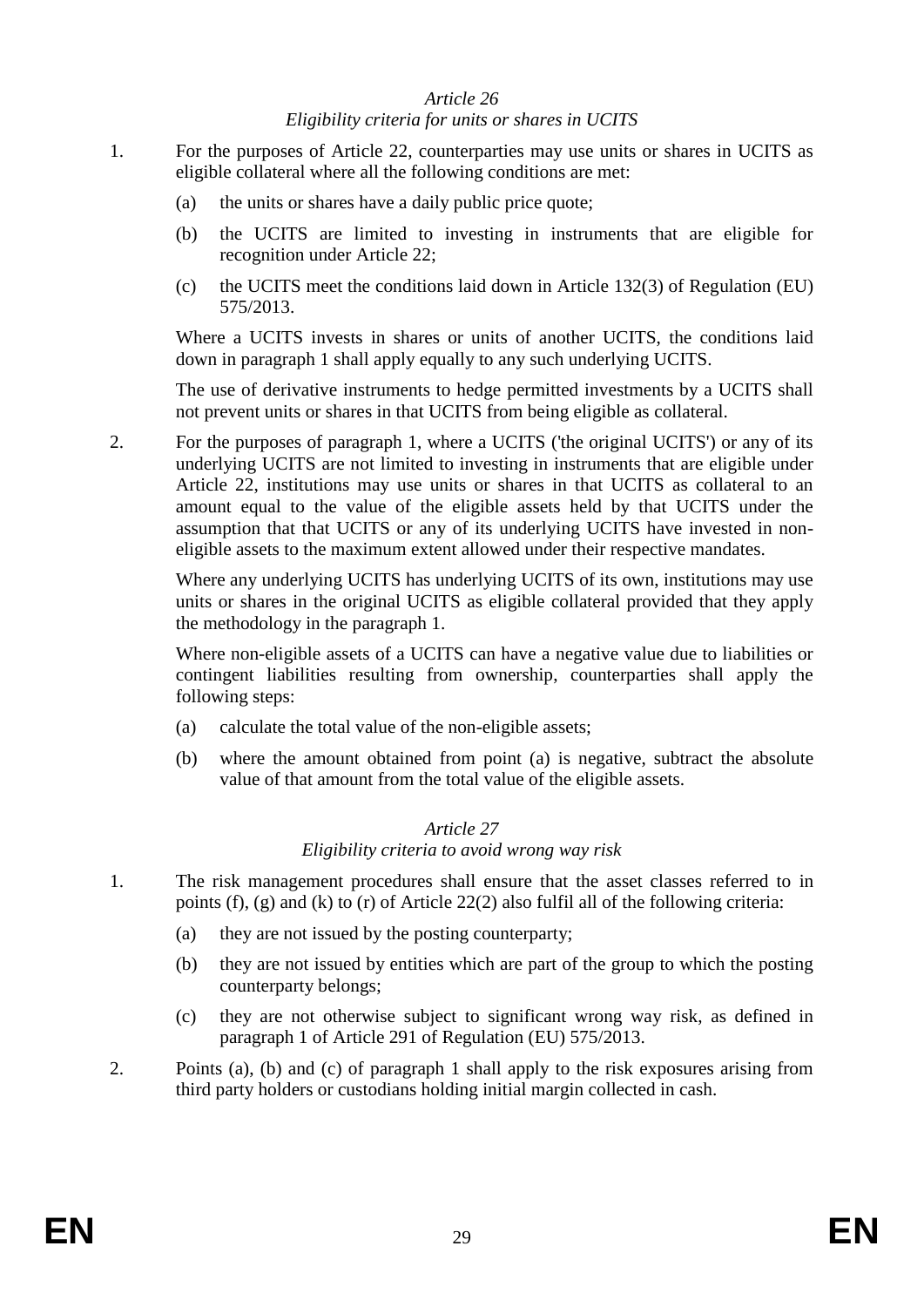*Article 26*

*Eligibility criteria for units or shares in UCITS*

1. For the purposes of Article 22, counterparties may use units or shares in UCITS as eligible collateral where all the following conditions are met:

   (a) the units or shares have a daily public price quote;

   (b) the UCITS are limited to investing in instruments that are eligible for recognition under Article 22;

   (c) the UCITS meet the conditions laid down in Article 132(3) of Regulation (EU) 575/2013.

   Where a UCITS invests in shares or units of another UCITS, the conditions laid down in paragraph 1 shall apply equally to any such underlying UCITS.

   The use of derivative instruments to hedge permitted investments by a UCITS shall not prevent units or shares in that UCITS from being eligible as collateral.

2. For the purposes of paragraph 1, where a UCITS ('the original UCITS') or any of its underlying UCITS are not limited to investing in instruments that are eligible under Article 22, institutions may use units or shares in that UCITS as collateral to an amount equal to the value of the eligible assets held by that UCITS under the assumption that that UCITS or any of its underlying UCITS have invested in non-eligible assets to the maximum extent allowed under their respective mandates.

   Where any underlying UCITS has underlying UCITS of its own, institutions may use units or shares in the original UCITS as eligible collateral provided that they apply the methodology in the paragraph 1.

   Where non-eligible assets of a UCITS can have a negative value due to liabilities or contingent liabilities resulting from ownership, counterparties shall apply the following steps:

   (a) calculate the total value of the non-eligible assets;

   (b) where the amount obtained from point (a) is negative, subtract the absolute value of that amount from the total value of the eligible assets.

*Article 27*

*Eligibility criteria to avoid wrong way risk*

1. The risk management procedures shall ensure that the asset classes referred to in points (f), (g) and (k) to (r) of Article 22(2) also fulfil all of the following criteria:

   (a) they are not issued by the posting counterparty;

   (b) they are not issued by entities which are part of the group to which the posting counterparty belongs;

   (c) they are not otherwise subject to significant wrong way risk, as defined in paragraph 1 of Article 291 of Regulation (EU) 575/2013.

2. Points (a), (b) and (c) of paragraph 1 shall apply to the risk exposures arising from third party holders or custodians holding initial margin collected in cash.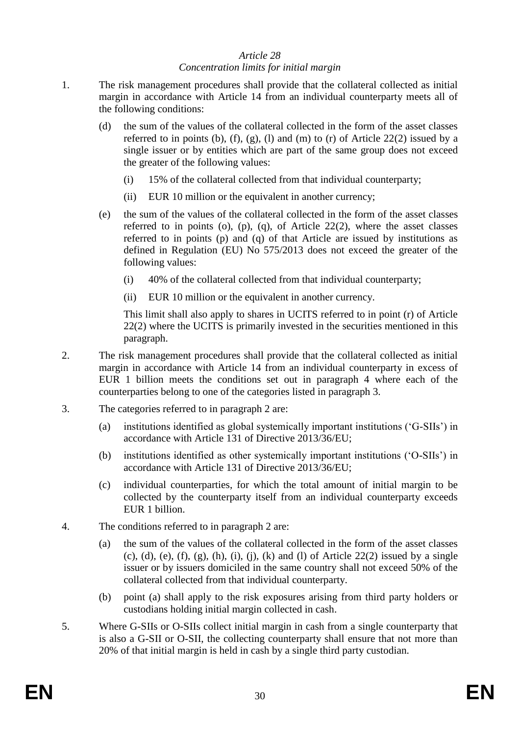*Article 28*

*Concentration limits for initial margin*

1. The risk management procedures shall provide that the collateral collected as initial margin in accordance with Article 14 from an individual counterparty meets all of the following conditions:

   (d) the sum of the values of the collateral collected in the form of the asset classes referred to in points (b), (f), (g), (l) and (m) to (r) of Article 22(2) issued by a single issuer or by entities which are part of the same group does not exceed the greater of the following values:

   (i) 15% of the collateral collected from that individual counterparty;

   (ii) EUR 10 million or the equivalent in another currency;

   (e) the sum of the values of the collateral collected in the form of the asset classes referred to in points (o), (p), (q), of Article 22(2), where the asset classes referred to in points (p) and (q) of that Article are issued by institutions as defined in Regulation (EU) No 575/2013 does not exceed the greater of the following values:

   (i) 40% of the collateral collected from that individual counterparty;

   (ii) EUR 10 million or the equivalent in another currency.

   This limit shall also apply to shares in UCITS referred to in point (r) of Article 22(2) where the UCITS is primarily invested in the securities mentioned in this paragraph.

2. The risk management procedures shall provide that the collateral collected as initial margin in accordance with Article 14 from an individual counterparty in excess of EUR 1 billion meets the conditions set out in paragraph 4 where each of the counterparties belong to one of the categories listed in paragraph 3.

3. The categories referred to in paragraph 2 are:

   (a) institutions identified as global systemically important institutions ('G-SIIs') in accordance with Article 131 of Directive 2013/36/EU;

   (b) institutions identified as other systemically important institutions ('O-SIIs') in accordance with Article 131 of Directive 2013/36/EU;

   (c) individual counterparties, for which the total amount of initial margin to be collected by the counterparty itself from an individual counterparty exceeds EUR 1 billion.

4. The conditions referred to in paragraph 2 are:

   (a) the sum of the values of the collateral collected in the form of the asset classes (c), (d), (e), (f), (g), (h), (i), (j), (k) and (l) of Article 22(2) issued by a single issuer or by issuers domiciled in the same country shall not exceed 50% of the collateral collected from that individual counterparty.

   (b) point (a) shall apply to the risk exposures arising from third party holders or custodians holding initial margin collected in cash.

5. Where G-SIIs or O-SIIs collect initial margin in cash from a single counterparty that is also a G-SII or O-SII, the collecting counterparty shall ensure that not more than 20% of that initial margin is held in cash by a single third party custodian.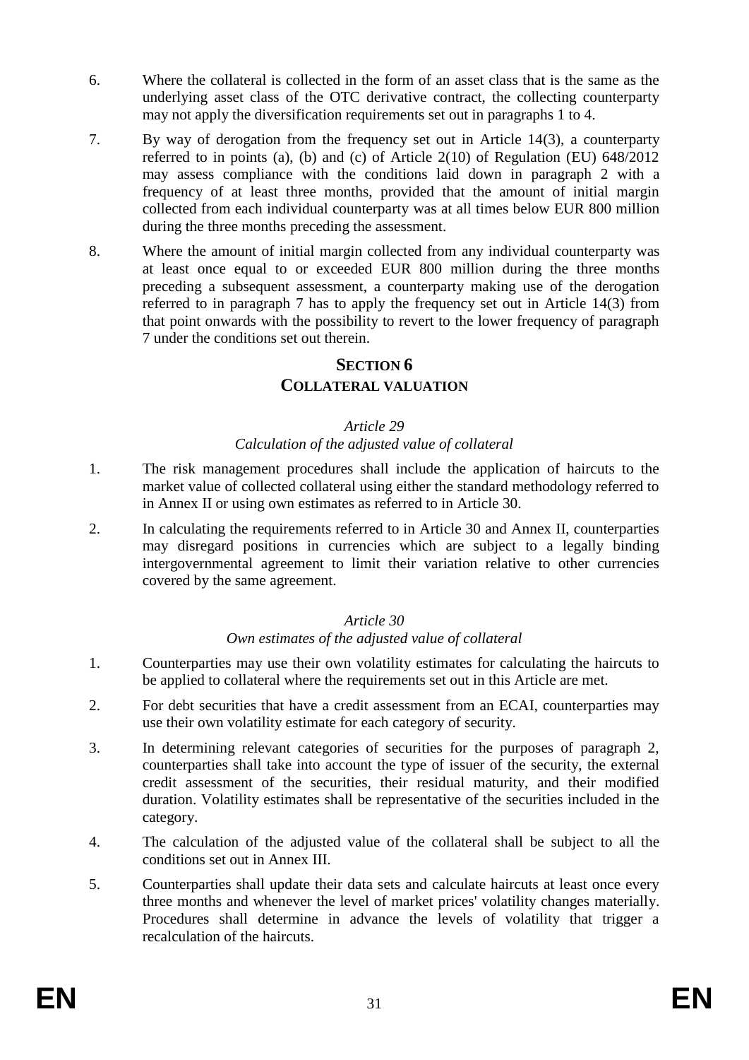6. Where the collateral is collected in the form of an asset class that is the same as the underlying asset class of the OTC derivative contract, the collecting counterparty may not apply the diversification requirements set out in paragraphs 1 to 4.

7. By way of derogation from the frequency set out in Article 14(3), a counterparty referred to in points (a), (b) and (c) of Article 2(10) of Regulation (EU) 648/2012 may assess compliance with the conditions laid down in paragraph 2 with a frequency of at least three months, provided that the amount of initial margin collected from each individual counterparty was at all times below EUR 800 million during the three months preceding the assessment.

8. Where the amount of initial margin collected from any individual counterparty was at least once equal to or exceeded EUR 800 million during the three months preceding a subsequent assessment, a counterparty making use of the derogation referred to in paragraph 7 has to apply the frequency set out in Article 14(3) from that point onwards with the possibility to revert to the lower frequency of paragraph 7 under the conditions set out therein.

## SECTION 6
## COLLATERAL VALUATION

### *Article 29*
### *Calculation of the adjusted value of collateral*

1. The risk management procedures shall include the application of haircuts to the market value of collected collateral using either the standard methodology referred to in Annex II or using own estimates as referred to in Article 30.

2. In calculating the requirements referred to in Article 30 and Annex II, counterparties may disregard positions in currencies which are subject to a legally binding intergovernmental agreement to limit their variation relative to other currencies covered by the same agreement.

### *Article 30*
### *Own estimates of the adjusted value of collateral*

1. Counterparties may use their own volatility estimates for calculating the haircuts to be applied to collateral where the requirements set out in this Article are met.

2. For debt securities that have a credit assessment from an ECAI, counterparties may use their own volatility estimate for each category of security.

3. In determining relevant categories of securities for the purposes of paragraph 2, counterparties shall take into account the type of issuer of the security, the external credit assessment of the securities, their residual maturity, and their modified duration. Volatility estimates shall be representative of the securities included in the category.

4. The calculation of the adjusted value of the collateral shall be subject to all the conditions set out in Annex III.

5. Counterparties shall update their data sets and calculate haircuts at least once every three months and whenever the level of market prices' volatility changes materially. Procedures shall determine in advance the levels of volatility that trigger a recalculation of the haircuts.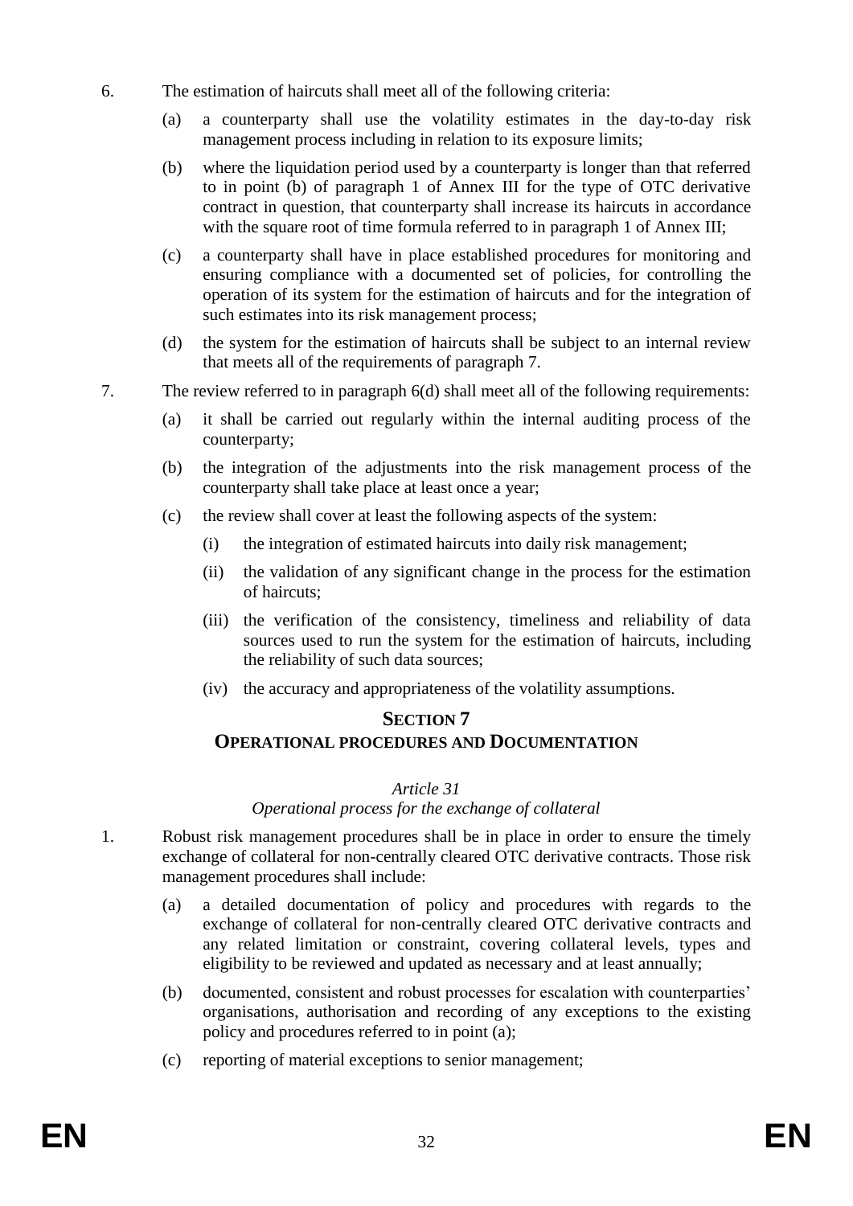6. The estimation of haircuts shall meet all of the following criteria:

   (a) a counterparty shall use the volatility estimates in the day-to-day risk management process including in relation to its exposure limits;

   (b) where the liquidation period used by a counterparty is longer than that referred to in point (b) of paragraph 1 of Annex III for the type of OTC derivative contract in question, that counterparty shall increase its haircuts in accordance with the square root of time formula referred to in paragraph 1 of Annex III;

   (c) a counterparty shall have in place established procedures for monitoring and ensuring compliance with a documented set of policies, for controlling the operation of its system for the estimation of haircuts and for the integration of such estimates into its risk management process;

   (d) the system for the estimation of haircuts shall be subject to an internal review that meets all of the requirements of paragraph 7.

7. The review referred to in paragraph 6(d) shall meet all of the following requirements:

   (a) it shall be carried out regularly within the internal auditing process of the counterparty;

   (b) the integration of the adjustments into the risk management process of the counterparty shall take place at least once a year;

   (c) the review shall cover at least the following aspects of the system:

      (i) the integration of estimated haircuts into daily risk management;

      (ii) the validation of any significant change in the process for the estimation of haircuts;

      (iii) the verification of the consistency, timeliness and reliability of data sources used to run the system for the estimation of haircuts, including the reliability of such data sources;

      (iv) the accuracy and appropriateness of the volatility assumptions.

## SECTION 7
## OPERATIONAL PROCEDURES AND DOCUMENTATION

### *Article 31*
### *Operational process for the exchange of collateral*

1. Robust risk management procedures shall be in place in order to ensure the timely exchange of collateral for non-centrally cleared OTC derivative contracts. Those risk management procedures shall include:

   (a) a detailed documentation of policy and procedures with regards to the exchange of collateral for non-centrally cleared OTC derivative contracts and any related limitation or constraint, covering collateral levels, types and eligibility to be reviewed and updated as necessary and at least annually;

   (b) documented, consistent and robust processes for escalation with counterparties' organisations, authorisation and recording of any exceptions to the existing policy and procedures referred to in point (a);

   (c) reporting of material exceptions to senior management;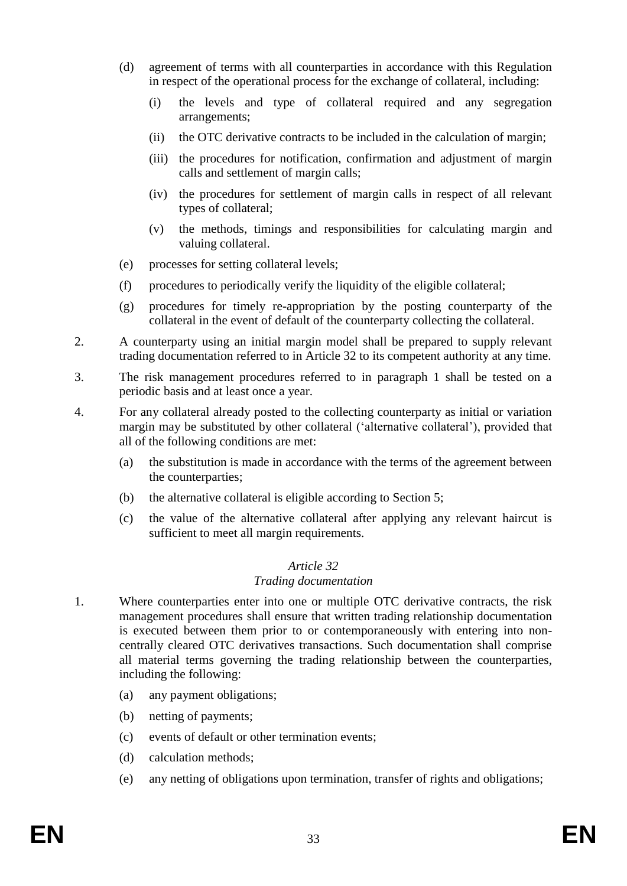(d) agreement of terms with all counterparties in accordance with this Regulation in respect of the operational process for the exchange of collateral, including:

   (i) the levels and type of collateral required and any segregation arrangements;

   (ii) the OTC derivative contracts to be included in the calculation of margin;

   (iii) the procedures for notification, confirmation and adjustment of margin calls and settlement of margin calls;

   (iv) the procedures for settlement of margin calls in respect of all relevant types of collateral;

   (v) the methods, timings and responsibilities for calculating margin and valuing collateral.

(e) processes for setting collateral levels;

(f) procedures to periodically verify the liquidity of the eligible collateral;

(g) procedures for timely re-appropriation by the posting counterparty of the collateral in the event of default of the counterparty collecting the collateral.

2. A counterparty using an initial margin model shall be prepared to supply relevant trading documentation referred to in Article 32 to its competent authority at any time.

3. The risk management procedures referred to in paragraph 1 shall be tested on a periodic basis and at least once a year.

4. For any collateral already posted to the collecting counterparty as initial or variation margin may be substituted by other collateral ('alternative collateral'), provided that all of the following conditions are met:

   (a) the substitution is made in accordance with the terms of the agreement between the counterparties;

   (b) the alternative collateral is eligible according to Section 5;

   (c) the value of the alternative collateral after applying any relevant haircut is sufficient to meet all margin requirements.

### *Article 32*
### *Trading documentation*

1. Where counterparties enter into one or multiple OTC derivative contracts, the risk management procedures shall ensure that written trading relationship documentation is executed between them prior to or contemporaneously with entering into non-centrally cleared OTC derivatives transactions. Such documentation shall comprise all material terms governing the trading relationship between the counterparties, including the following:

   (a) any payment obligations;

   (b) netting of payments;

   (c) events of default or other termination events;

   (d) calculation methods;

   (e) any netting of obligations upon termination, transfer of rights and obligations;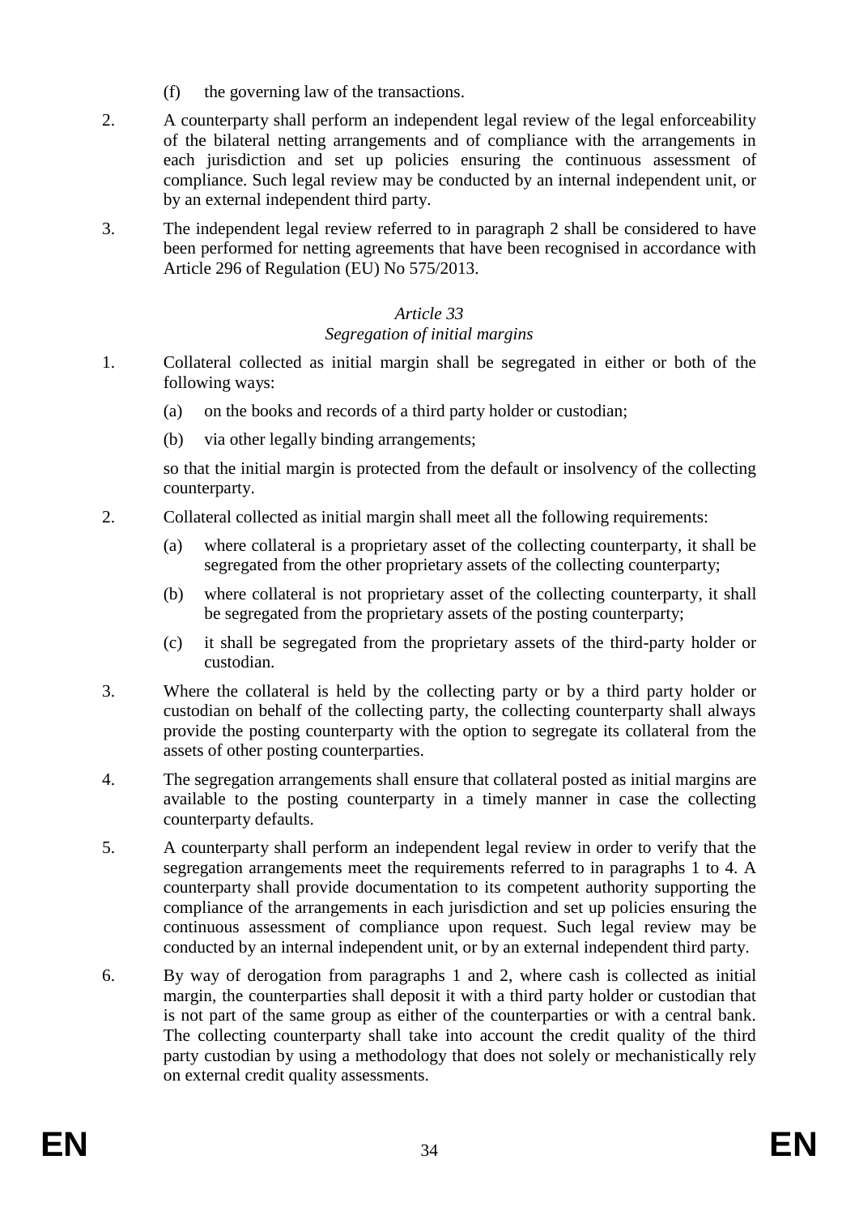(f) the governing law of the transactions.

2. A counterparty shall perform an independent legal review of the legal enforceability of the bilateral netting arrangements and of compliance with the arrangements in each jurisdiction and set up policies ensuring the continuous assessment of compliance. Such legal review may be conducted by an internal independent unit, or by an external independent third party.

3. The independent legal review referred to in paragraph 2 shall be considered to have been performed for netting agreements that have been recognised in accordance with Article 296 of Regulation (EU) No 575/2013.

*Article 33*

*Segregation of initial margins*

1. Collateral collected as initial margin shall be segregated in either or both of the following ways:

   (a) on the books and records of a third party holder or custodian;

   (b) via other legally binding arrangements;

   so that the initial margin is protected from the default or insolvency of the collecting counterparty.

2. Collateral collected as initial margin shall meet all the following requirements:

   (a) where collateral is a proprietary asset of the collecting counterparty, it shall be segregated from the other proprietary assets of the collecting counterparty;

   (b) where collateral is not proprietary asset of the collecting counterparty, it shall be segregated from the proprietary assets of the posting counterparty;

   (c) it shall be segregated from the proprietary assets of the third-party holder or custodian.

3. Where the collateral is held by the collecting party or by a third party holder or custodian on behalf of the collecting party, the collecting counterparty shall always provide the posting counterparty with the option to segregate its collateral from the assets of other posting counterparties.

4. The segregation arrangements shall ensure that collateral posted as initial margins are available to the posting counterparty in a timely manner in case the collecting counterparty defaults.

5. A counterparty shall perform an independent legal review in order to verify that the segregation arrangements meet the requirements referred to in paragraphs 1 to 4. A counterparty shall provide documentation to its competent authority supporting the compliance of the arrangements in each jurisdiction and set up policies ensuring the continuous assessment of compliance upon request. Such legal review may be conducted by an internal independent unit, or by an external independent third party.

6. By way of derogation from paragraphs 1 and 2, where cash is collected as initial margin, the counterparties shall deposit it with a third party holder or custodian that is not part of the same group as either of the counterparties or with a central bank. The collecting counterparty shall take into account the credit quality of the third party custodian by using a methodology that does not solely or mechanistically rely on external credit quality assessments.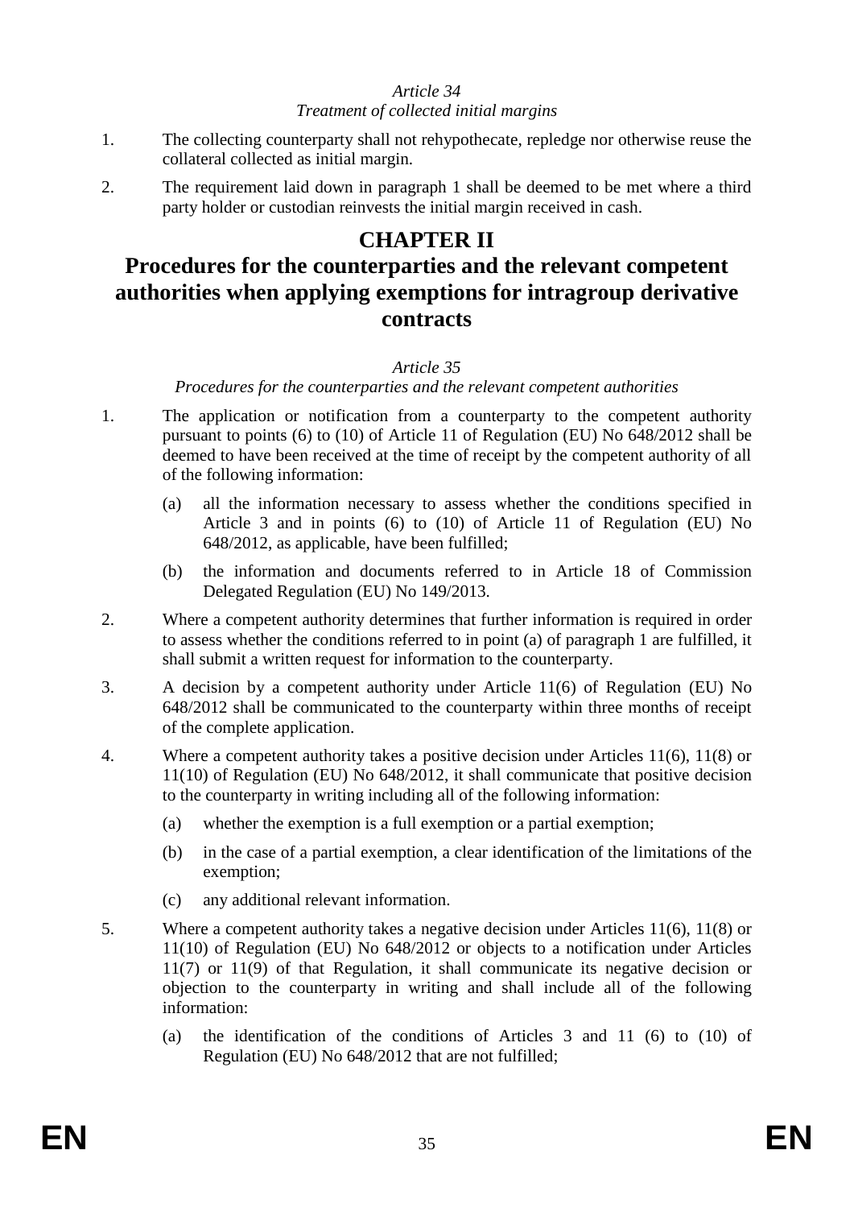*Article 34*
*Treatment of collected initial margins*

1. The collecting counterparty shall not rehypothecate, repledge nor otherwise reuse the collateral collected as initial margin.
2. The requirement laid down in paragraph 1 shall be deemed to be met where a third party holder or custodian reinvests the initial margin received in cash.

# CHAPTER II

# Procedures for the counterparties and the relevant competent authorities when applying exemptions for intragroup derivative contracts

*Article 35*
*Procedures for the counterparties and the relevant competent authorities*

1. The application or notification from a counterparty to the competent authority pursuant to points (6) to (10) of Article 11 of Regulation (EU) No 648/2012 shall be deemed to have been received at the time of receipt by the competent authority of all of the following information:
   (a) all the information necessary to assess whether the conditions specified in Article 3 and in points (6) to (10) of Article 11 of Regulation (EU) No 648/2012, as applicable, have been fulfilled;
   (b) the information and documents referred to in Article 18 of Commission Delegated Regulation (EU) No 149/2013.
2. Where a competent authority determines that further information is required in order to assess whether the conditions referred to in point (a) of paragraph 1 are fulfilled, it shall submit a written request for information to the counterparty.
3. A decision by a competent authority under Article 11(6) of Regulation (EU) No 648/2012 shall be communicated to the counterparty within three months of receipt of the complete application.
4. Where a competent authority takes a positive decision under Articles 11(6), 11(8) or 11(10) of Regulation (EU) No 648/2012, it shall communicate that positive decision to the counterparty in writing including all of the following information:
   (a) whether the exemption is a full exemption or a partial exemption;
   (b) in the case of a partial exemption, a clear identification of the limitations of the exemption;
   (c) any additional relevant information.
5. Where a competent authority takes a negative decision under Articles 11(6), 11(8) or 11(10) of Regulation (EU) No 648/2012 or objects to a notification under Articles 11(7) or 11(9) of that Regulation, it shall communicate its negative decision or objection to the counterparty in writing and shall include all of the following information:
   (a) the identification of the conditions of Articles 3 and 11 (6) to (10) of Regulation (EU) No 648/2012 that are not fulfilled;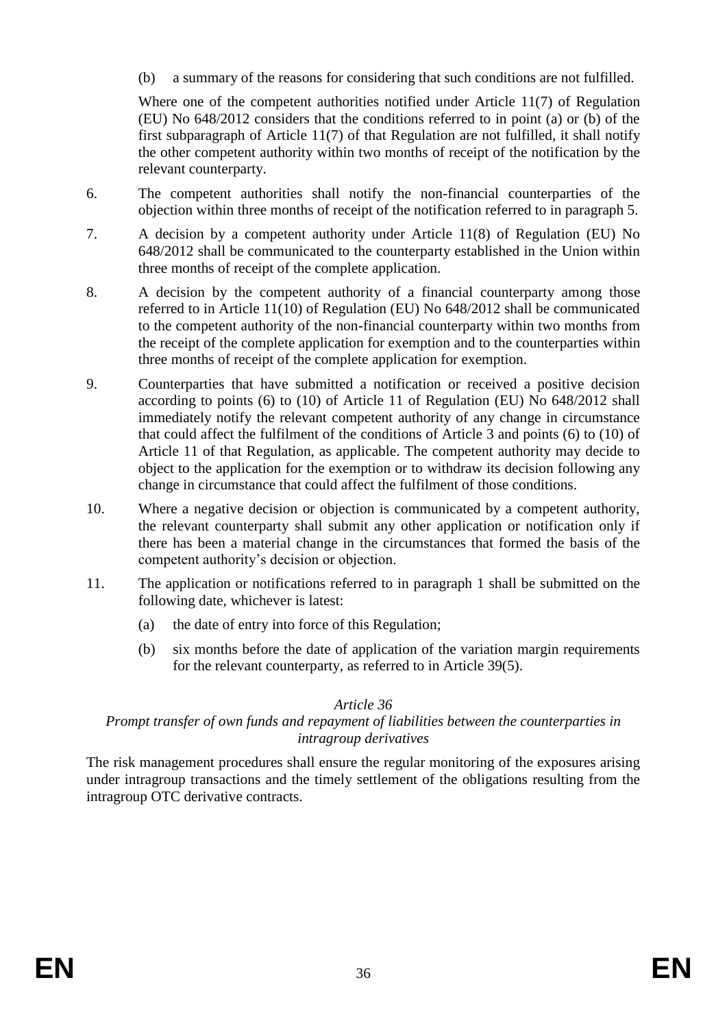(b) a summary of the reasons for considering that such conditions are not fulfilled.

Where one of the competent authorities notified under Article 11(7) of Regulation (EU) No 648/2012 considers that the conditions referred to in point (a) or (b) of the first subparagraph of Article 11(7) of that Regulation are not fulfilled, it shall notify the other competent authority within two months of receipt of the notification by the relevant counterparty.

6. The competent authorities shall notify the non-financial counterparties of the objection within three months of receipt of the notification referred to in paragraph 5.

7. A decision by a competent authority under Article 11(8) of Regulation (EU) No 648/2012 shall be communicated to the counterparty established in the Union within three months of receipt of the complete application.

8. A decision by the competent authority of a financial counterparty among those referred to in Article 11(10) of Regulation (EU) No 648/2012 shall be communicated to the competent authority of the non-financial counterparty within two months from the receipt of the complete application for exemption and to the counterparties within three months of receipt of the complete application for exemption.

9. Counterparties that have submitted a notification or received a positive decision according to points (6) to (10) of Article 11 of Regulation (EU) No 648/2012 shall immediately notify the relevant competent authority of any change in circumstance that could affect the fulfilment of the conditions of Article 3 and points (6) to (10) of Article 11 of that Regulation, as applicable. The competent authority may decide to object to the application for the exemption or to withdraw its decision following any change in circumstance that could affect the fulfilment of those conditions.

10. Where a negative decision or objection is communicated by a competent authority, the relevant counterparty shall submit any other application or notification only if there has been a material change in the circumstances that formed the basis of the competent authority's decision or objection.

11. The application or notifications referred to in paragraph 1 shall be submitted on the following date, whichever is latest:

   (a) the date of entry into force of this Regulation;

   (b) six months before the date of application of the variation margin requirements for the relevant counterparty, as referred to in Article 39(5).

*Article 36*

*Prompt transfer of own funds and repayment of liabilities between the counterparties in intragroup derivatives*

The risk management procedures shall ensure the regular monitoring of the exposures arising under intragroup transactions and the timely settlement of the obligations resulting from the intragroup OTC derivative contracts.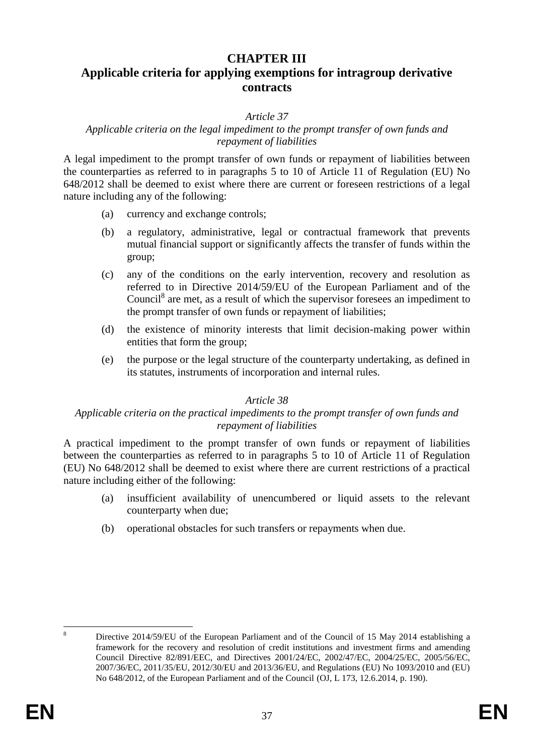## CHAPTER III
## Applicable criteria for applying exemptions for intragroup derivative contracts

*Article 37*

*Applicable criteria on the legal impediment to the prompt transfer of own funds and repayment of liabilities*

A legal impediment to the prompt transfer of own funds or repayment of liabilities between the counterparties as referred to in paragraphs 5 to 10 of Article 11 of Regulation (EU) No 648/2012 shall be deemed to exist where there are current or foreseen restrictions of a legal nature including any of the following:

(a) currency and exchange controls;

(b) a regulatory, administrative, legal or contractual framework that prevents mutual financial support or significantly affects the transfer of funds within the group;

(c) any of the conditions on the early intervention, recovery and resolution as referred to in Directive 2014/59/EU of the European Parliament and of the Council[8] are met, as a result of which the supervisor foresees an impediment to the prompt transfer of own funds or repayment of liabilities;

(d) the existence of minority interests that limit decision-making power within entities that form the group;

(e) the purpose or the legal structure of the counterparty undertaking, as defined in its statutes, instruments of incorporation and internal rules.

*Article 38*

*Applicable criteria on the practical impediments to the prompt transfer of own funds and repayment of liabilities*

A practical impediment to the prompt transfer of own funds or repayment of liabilities between the counterparties as referred to in paragraphs 5 to 10 of Article 11 of Regulation (EU) No 648/2012 shall be deemed to exist where there are current restrictions of a practical nature including either of the following:

(a) insufficient availability of unencumbered or liquid assets to the relevant counterparty when due;

(b) operational obstacles for such transfers or repayments when due.

---

[8] Directive 2014/59/EU of the European Parliament and of the Council of 15 May 2014 establishing a framework for the recovery and resolution of credit institutions and investment firms and amending Council Directive 82/891/EEC, and Directives 2001/24/EC, 2002/47/EC, 2004/25/EC, 2005/56/EC, 2007/36/EC, 2011/35/EU, 2012/30/EU and 2013/36/EU, and Regulations (EU) No 1093/2010 and (EU) No 648/2012, of the European Parliament and of the Council (OJ, L 173, 12.6.2014, p. 190).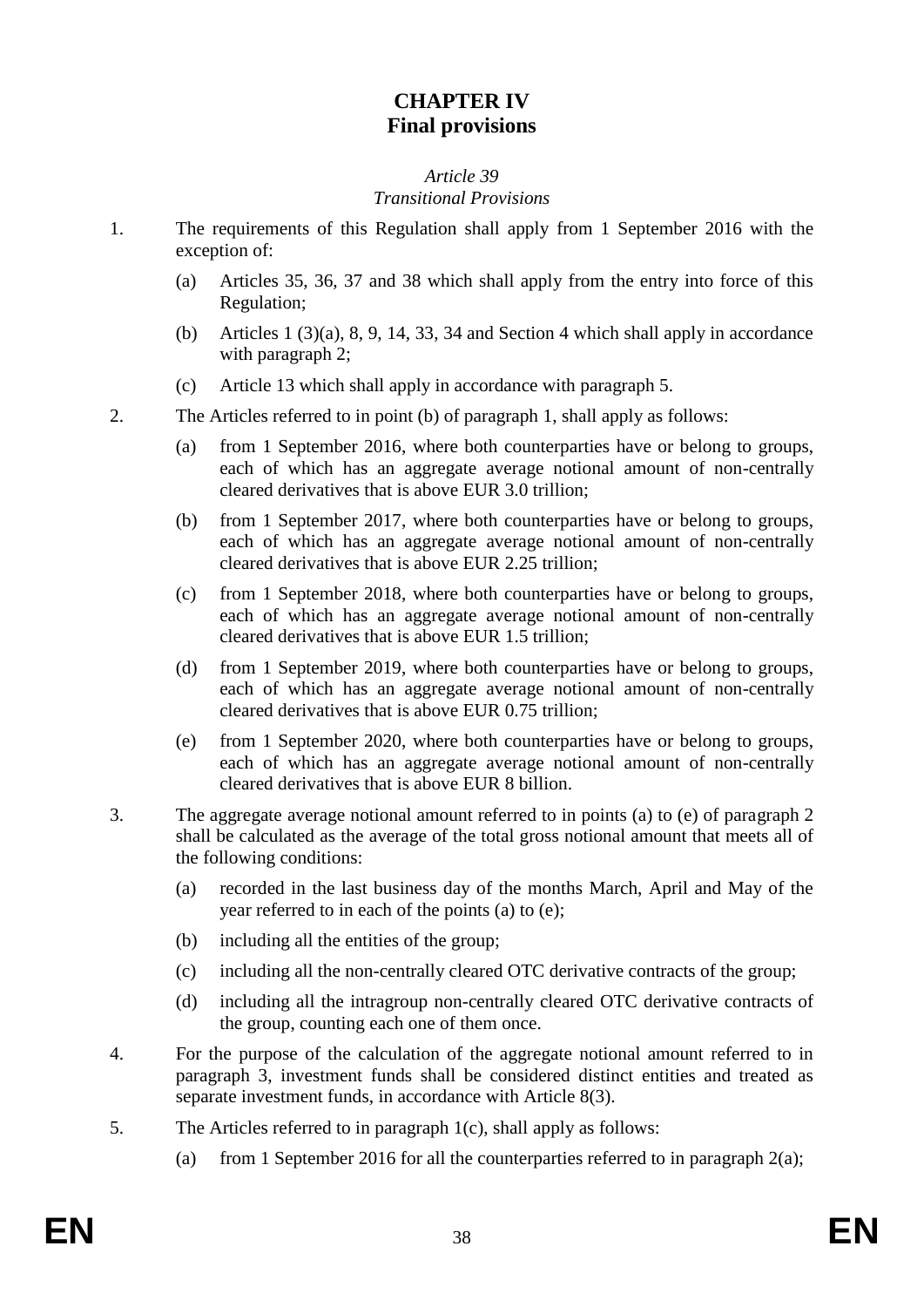# CHAPTER IV
# Final provisions

*Article 39*
*Transitional Provisions*

1. The requirements of this Regulation shall apply from 1 September 2016 with the exception of:

   (a) Articles 35, 36, 37 and 38 which shall apply from the entry into force of this Regulation;

   (b) Articles 1 (3)(a), 8, 9, 14, 33, 34 and Section 4 which shall apply in accordance with paragraph 2;

   (c) Article 13 which shall apply in accordance with paragraph 5.

2. The Articles referred to in point (b) of paragraph 1, shall apply as follows:

   (a) from 1 September 2016, where both counterparties have or belong to groups, each of which has an aggregate average notional amount of non-centrally cleared derivatives that is above EUR 3.0 trillion;

   (b) from 1 September 2017, where both counterparties have or belong to groups, each of which has an aggregate average notional amount of non-centrally cleared derivatives that is above EUR 2.25 trillion;

   (c) from 1 September 2018, where both counterparties have or belong to groups, each of which has an aggregate average notional amount of non-centrally cleared derivatives that is above EUR 1.5 trillion;

   (d) from 1 September 2019, where both counterparties have or belong to groups, each of which has an aggregate average notional amount of non-centrally cleared derivatives that is above EUR 0.75 trillion;

   (e) from 1 September 2020, where both counterparties have or belong to groups, each of which has an aggregate average notional amount of non-centrally cleared derivatives that is above EUR 8 billion.

3. The aggregate average notional amount referred to in points (a) to (e) of paragraph 2 shall be calculated as the average of the total gross notional amount that meets all of the following conditions:

   (a) recorded in the last business day of the months March, April and May of the year referred to in each of the points (a) to (e);

   (b) including all the entities of the group;

   (c) including all the non-centrally cleared OTC derivative contracts of the group;

   (d) including all the intragroup non-centrally cleared OTC derivative contracts of the group, counting each one of them once.

4. For the purpose of the calculation of the aggregate notional amount referred to in paragraph 3, investment funds shall be considered distinct entities and treated as separate investment funds, in accordance with Article 8(3).

5. The Articles referred to in paragraph 1(c), shall apply as follows:

   (a) from 1 September 2016 for all the counterparties referred to in paragraph 2(a);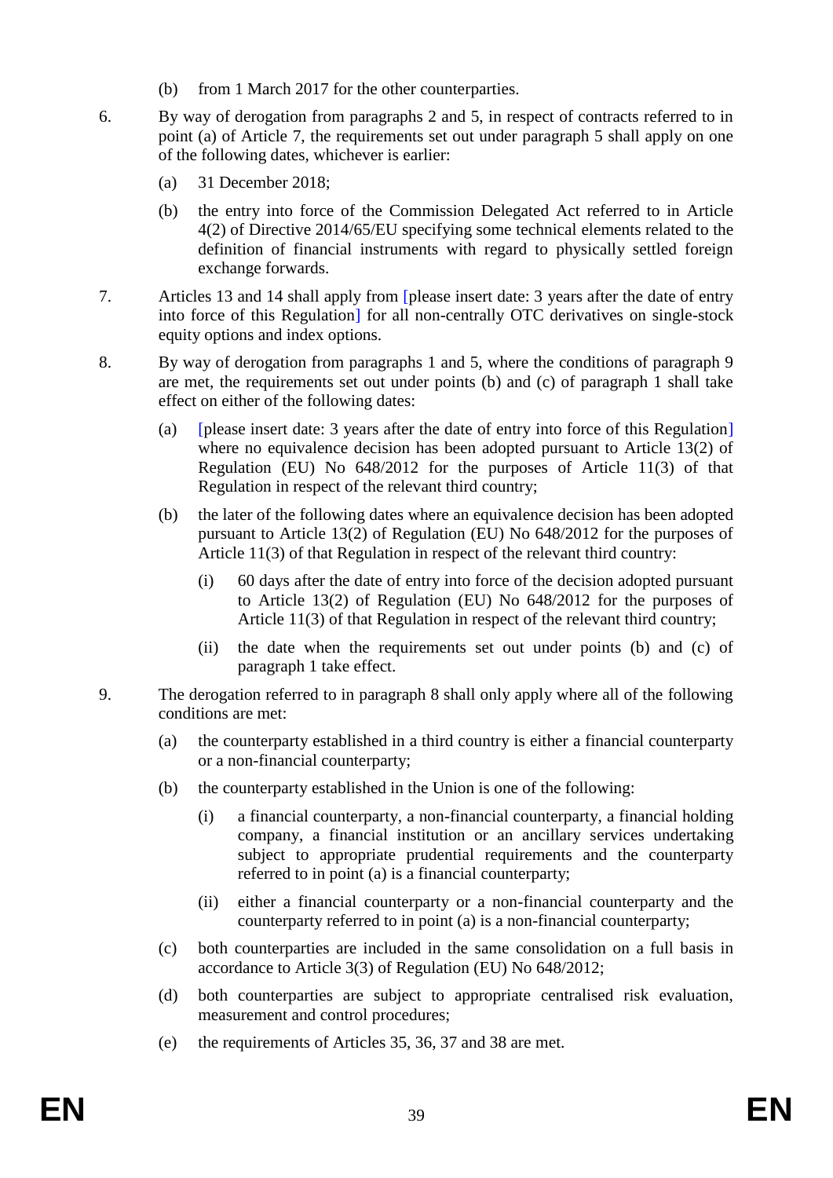(b) from 1 March 2017 for the other counterparties.

6. By way of derogation from paragraphs 2 and 5, in respect of contracts referred to in point (a) of Article 7, the requirements set out under paragraph 5 shall apply on one of the following dates, whichever is earlier:

   (a) 31 December 2018;

   (b) the entry into force of the Commission Delegated Act referred to in Article 4(2) of Directive 2014/65/EU specifying some technical elements related to the definition of financial instruments with regard to physically settled foreign exchange forwards.

7. Articles 13 and 14 shall apply from [please insert date: 3 years after the date of entry into force of this Regulation] for all non-centrally OTC derivatives on single-stock equity options and index options.

8. By way of derogation from paragraphs 1 and 5, where the conditions of paragraph 9 are met, the requirements set out under points (b) and (c) of paragraph 1 shall take effect on either of the following dates:

   (a) [please insert date: 3 years after the date of entry into force of this Regulation] where no equivalence decision has been adopted pursuant to Article 13(2) of Regulation (EU) No 648/2012 for the purposes of Article 11(3) of that Regulation in respect of the relevant third country;

   (b) the later of the following dates where an equivalence decision has been adopted pursuant to Article 13(2) of Regulation (EU) No 648/2012 for the purposes of Article 11(3) of that Regulation in respect of the relevant third country:

      (i) 60 days after the date of entry into force of the decision adopted pursuant to Article 13(2) of Regulation (EU) No 648/2012 for the purposes of Article 11(3) of that Regulation in respect of the relevant third country;

      (ii) the date when the requirements set out under points (b) and (c) of paragraph 1 take effect.

9. The derogation referred to in paragraph 8 shall only apply where all of the following conditions are met:

   (a) the counterparty established in a third country is either a financial counterparty or a non-financial counterparty;

   (b) the counterparty established in the Union is one of the following:

      (i) a financial counterparty, a non-financial counterparty, a financial holding company, a financial institution or an ancillary services undertaking subject to appropriate prudential requirements and the counterparty referred to in point (a) is a financial counterparty;

      (ii) either a financial counterparty or a non-financial counterparty and the counterparty referred to in point (a) is a non-financial counterparty;

   (c) both counterparties are included in the same consolidation on a full basis in accordance to Article 3(3) of Regulation (EU) No 648/2012;

   (d) both counterparties are subject to appropriate centralised risk evaluation, measurement and control procedures;

   (e) the requirements of Articles 35, 36, 37 and 38 are met.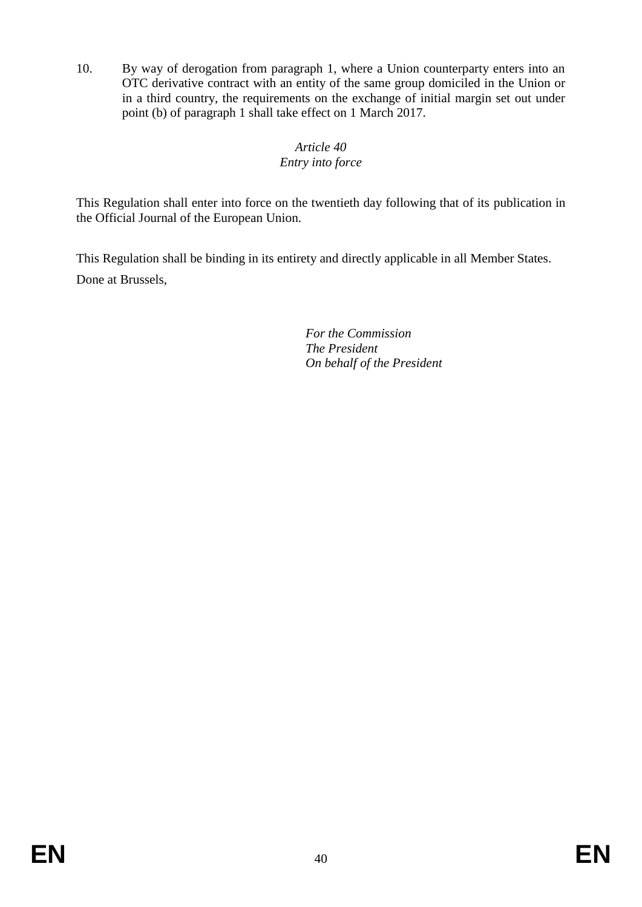10. By way of derogation from paragraph 1, where a Union counterparty enters into an OTC derivative contract with an entity of the same group domiciled in the Union or in a third country, the requirements on the exchange of initial margin set out under point (b) of paragraph 1 shall take effect on 1 March 2017.

*Article 40*
*Entry into force*

This Regulation shall enter into force on the twentieth day following that of its publication in the Official Journal of the European Union.

This Regulation shall be binding in its entirety and directly applicable in all Member States.

Done at Brussels,

*For the Commission*
*The President*
*On behalf of the President*